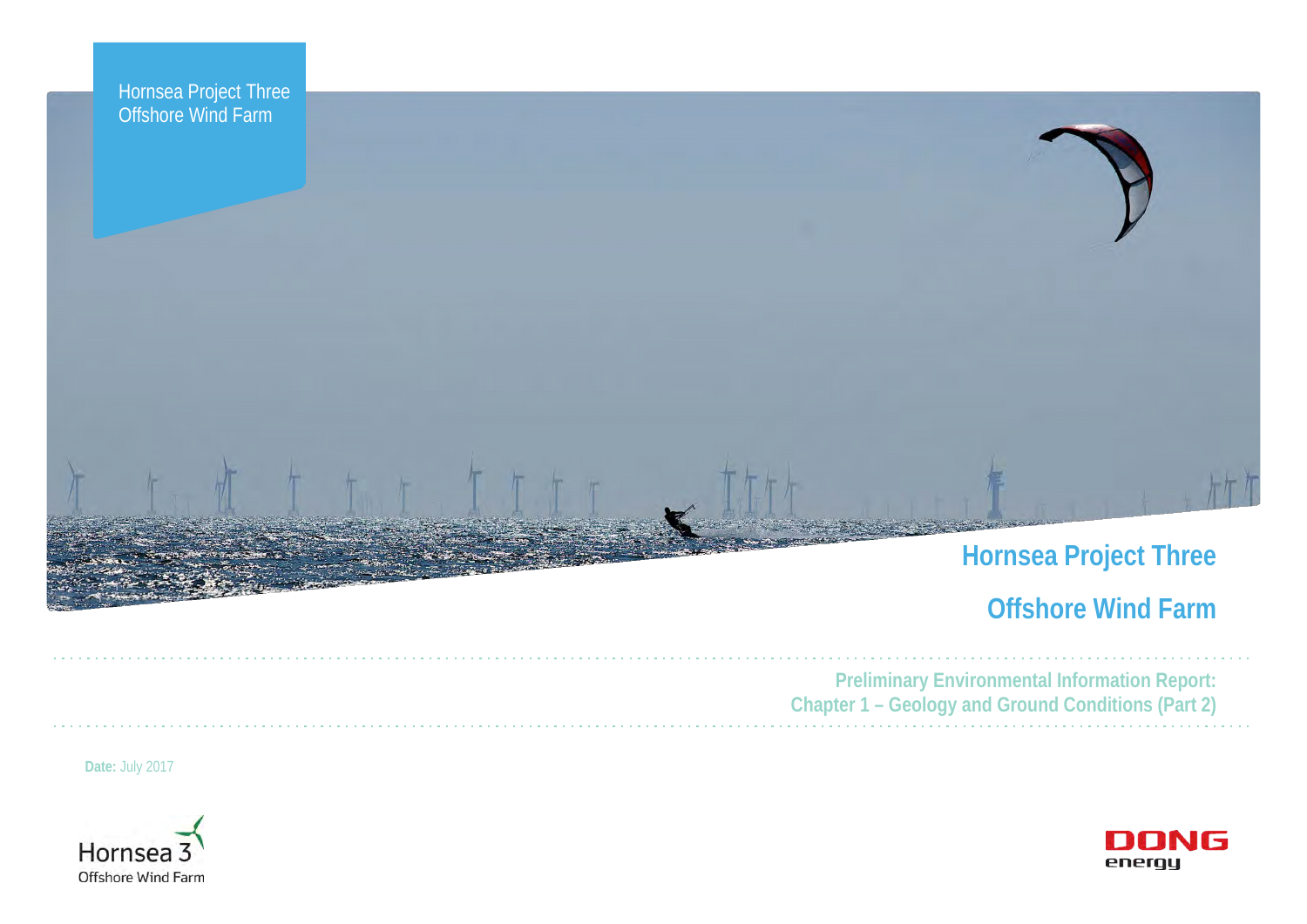Hornsea Project Three
Offshore Wind Farm

# Hornsea Project Three

# Offshore Wind Farm

## Preliminary Environmental Information Report: Chapter 1 – Geology and Ground Conditions (Part 2)

**Date:** July 2017

Hornsea 3
Offshore Wind Farm

DONG energy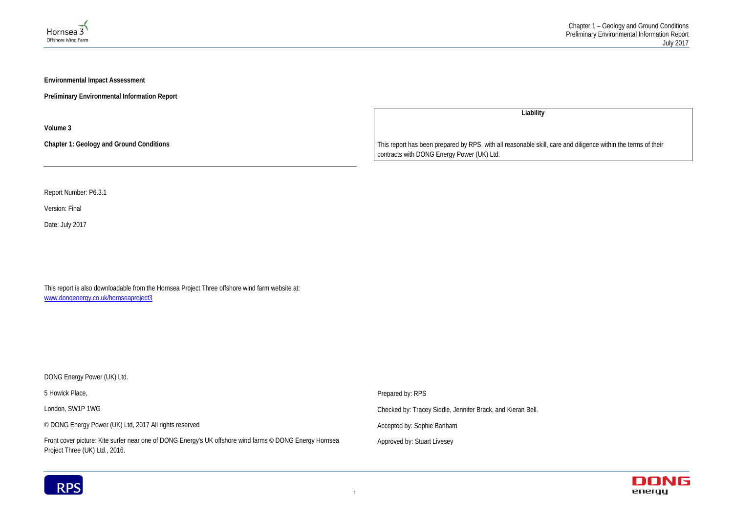**Environmental Impact Assessment**

**Preliminary Environmental Information Report**

**Volume 3**

**Chapter 1: Geology and Ground Conditions**

Report Number: P6.3.1

Version: Final

Date: July 2017

This report is also downloadable from the Hornsea Project Three offshore wind farm website at:
[www.dongenergy.co.uk/hornseaproject3](www.dongenergy.co.uk/hornseaproject3)

**Liability**

This report has been prepared by RPS, with all reasonable skill, care and diligence within the terms of their contracts with DONG Energy Power (UK) Ltd.

DONG Energy Power (UK) Ltd.

5 Howick Place,

London, SW1P 1WG

© DONG Energy Power (UK) Ltd, 2017 All rights reserved

Front cover picture: Kite surfer near one of DONG Energy's UK offshore wind farms © DONG Energy Hornsea Project Three (UK) Ltd., 2016.

Prepared by: RPS

Checked by: Tracey Siddle, Jennifer Brack, and Kieran Bell.

Accepted by: Sophie Banham

Approved by: Stuart Livesey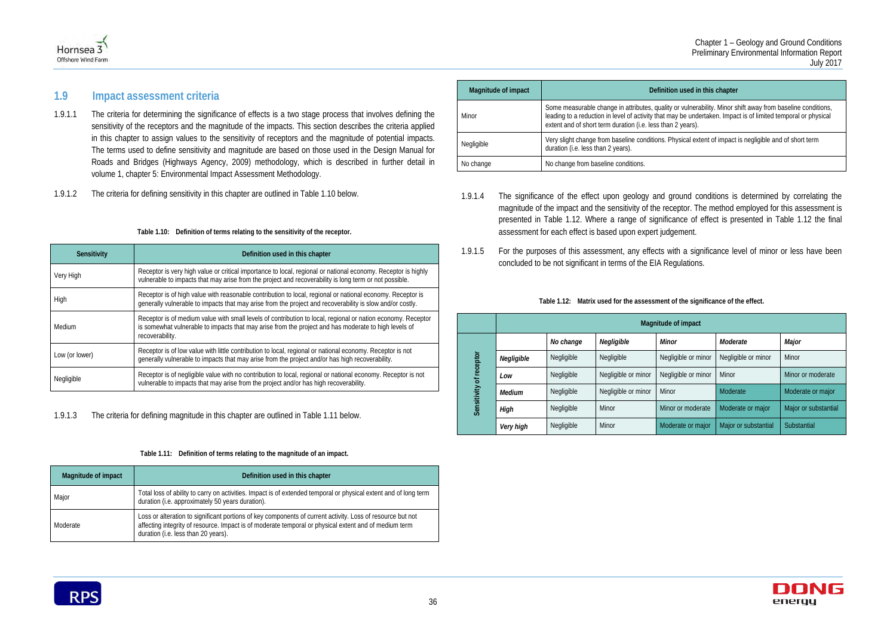## 1.9 Impact assessment criteria

1.9.1.1 The criteria for determining the significance of effects is a two stage process that involves defining the sensitivity of the receptors and the magnitude of the impacts. This section describes the criteria applied in this chapter to assign values to the sensitivity of receptors and the magnitude of potential impacts. The terms used to define sensitivity and magnitude are based on those used in the Design Manual for Roads and Bridges (Highways Agency, 2009) methodology, which is described in further detail in volume 1, chapter 5: Environmental Impact Assessment Methodology.

1.9.1.2 The criteria for defining sensitivity in this chapter are outlined in Table 1.10 below.

**Table 1.10: Definition of terms relating to the sensitivity of the receptor.**

| Sensitivity | Definition used in this chapter |
|---|---|
| Very High | Receptor is very high value or critical importance to local, regional or national economy. Receptor is highly vulnerable to impacts that may arise from the project and recoverability is long term or not possible. |
| High | Receptor is of high value with reasonable contribution to local, regional or national economy. Receptor is generally vulnerable to impacts that may arise from the project and recoverability is slow and/or costly. |
| Medium | Receptor is of medium value with small levels of contribution to local, regional or nation economy. Receptor is somewhat vulnerable to impacts that may arise from the project and has moderate to high levels of recoverability. |
| Low (or lower) | Receptor is of low value with little contribution to local, regional or national economy. Receptor is not generally vulnerable to impacts that may arise from the project and/or has high recoverability. |
| Negligible | Receptor is of negligible value with no contribution to local, regional or national economy. Receptor is not vulnerable to impacts that may arise from the project and/or has high recoverability. |

1.9.1.3 The criteria for defining magnitude in this chapter are outlined in Table 1.11 below.

**Table 1.11: Definition of terms relating to the magnitude of an impact.**

| Magnitude of impact | Definition used in this chapter |
|---|---|
| Major | Total loss of ability to carry on activities. Impact is of extended temporal or physical extent and of long term duration (i.e. approximately 50 years duration). |
| Moderate | Loss or alteration to significant portions of key components of current activity. Loss of resource but not affecting integrity of resource. Impact is of moderate temporal or physical extent and of medium term duration (i.e. less than 20 years). |
| Minor | Some measurable change in attributes, quality or vulnerability. Minor shift away from baseline conditions, leading to a reduction in level of activity that may be undertaken. Impact is of limited temporal or physical extent and of short term duration (i.e. less than 2 years). |
| Negligible | Very slight change from baseline conditions. Physical extent of impact is negligible and of short term duration (i.e. less than 2 years). |
| No change | No change from baseline conditions. |

1.9.1.4 The significance of the effect upon geology and ground conditions is determined by correlating the magnitude of the impact and the sensitivity of the receptor. The method employed for this assessment is presented in Table 1.12. Where a range of significance of effect is presented in Table 1.12 the final assessment for each effect is based upon expert judgement.

1.9.1.5 For the purposes of this assessment, any effects with a significance level of minor or less have been concluded to be not significant in terms of the EIA Regulations.

**Table 1.12: Matrix used for the assessment of the significance of the effect.**

| | | Magnitude of impact | | | | |
|---|---|---|---|---|---|---|
| | | *No change* | *Negligible* | *Minor* | *Moderate* | *Major* |
| Sensitivity of receptor | ***Negligible*** | Negligible | Negligible | Negligible or minor | Negligible or minor | Minor |
| | ***Low*** | Negligible | Negligible or minor | Negligible or minor | Minor | Minor or moderate |
| | ***Medium*** | Negligible | Negligible or minor | Minor | Moderate | Moderate or major |
| | ***High*** | Negligible | Minor | Minor or moderate | Moderate or major | Major or substantial |
| | ***Very high*** | Negligible | Minor | Moderate or major | Major or substantial | Substantial |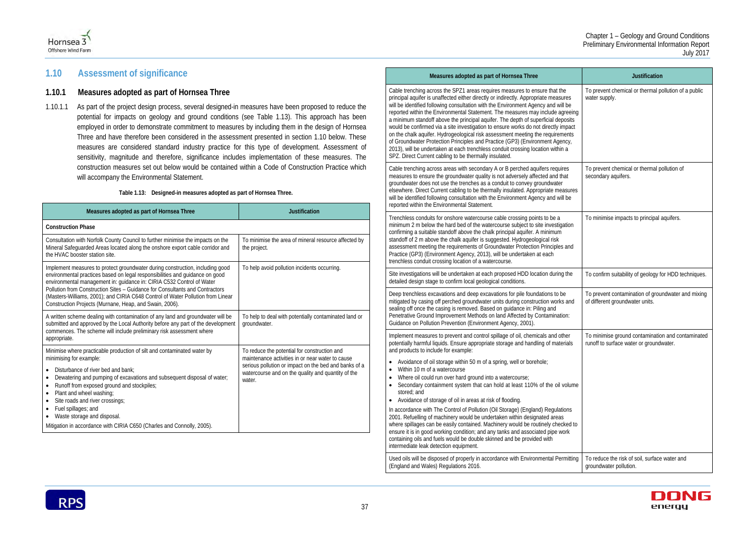## 1.10 Assessment of significance

### 1.10.1 Measures adopted as part of Hornsea Three

1.10.1.1 As part of the project design process, several designed-in measures have been proposed to reduce the potential for impacts on geology and ground conditions (see Table 1.13). This approach has been employed in order to demonstrate commitment to measures by including them in the design of Hornsea Three and have therefore been considered in the assessment presented in section 1.10 below. These measures are considered standard industry practice for this type of development. Assessment of sensitivity, magnitude and therefore, significance includes implementation of these measures. The construction measures set out below would be contained within a Code of Construction Practice which will accompany the Environmental Statement.

**Table 1.13: Designed-in measures adopted as part of Hornsea Three.**

| Measures adopted as part of Hornsea Three | Justification |
|---|---|
| **Construction Phase** | |
| Consultation with Norfolk County Council to further minimise the impacts on the Mineral Safeguarded Areas located along the onshore export cable corridor and the HVAC booster station site. | To minimise the area of mineral resource affected by the project. |
| Implement measures to protect groundwater during construction, including good environmental practices based on legal responsibilities and guidance on good environmental management in: guidance in: CIRIA C532 Control of Water Pollution from Construction Sites – Guidance for Consultants and Contractors (Masters-Williams, 2001); and CIRIA C648 Control of Water Pollution from Linear Construction Projects (Murnane, Heap, and Swain, 2006). | To help avoid pollution incidents occurring. |
| A written scheme dealing with contamination of any land and groundwater will be submitted and approved by the Local Authority before any part of the development commences. The scheme will include preliminary risk assessment where appropriate. | To help to deal with potentially contaminated land or groundwater. |
| Minimise where practicable production of silt and contaminated water by minimising for example: <br>• Disturbance of river bed and bank; <br>• Dewatering and pumping of excavations and subsequent disposal of water; <br>• Runoff from exposed ground and stockpiles; <br>• Plant and wheel washing; <br>• Site roads and river crossings; <br>• Fuel spillages; and <br>• Waste storage and disposal. <br>Mitigation in accordance with CIRIA C650 (Charles and Connolly, 2005). | To reduce the potential for construction and maintenance activities in or near water to cause serious pollution or impact on the bed and banks of a watercourse and on the quality and quantity of the water. |
| Cable trenching across the SPZ1 areas requires measures to ensure that the principal aquifer is unaffected either directly or indirectly. Appropriate measures will be identified following consultation with the Environment Agency and will be reported within the Environmental Statement. The measures may include agreeing a minimum standoff above the principal aquifer. The depth of superficial deposits would be confirmed via a site investigation to ensure works do not directly impact on the chalk aquifer. Hydrogeological risk assessment meeting the requirements of Groundwater Protection Principles and Practice (GP3) (Environment Agency, 2013), will be undertaken at each trenchless conduit crossing location within a SPZ. Direct Current cabling to be thermally insulated. | To prevent chemical or thermal pollution of a public water supply. |
| Cable trenching across areas with secondary A or B perched aquifers requires measures to ensure the groundwater quality is not adversely affected and that groundwater does not use the trenches as a conduit to convey groundwater elsewhere. Direct Current cabling to be thermally insulated. Appropriate measures will be identified following consultation with the Environment Agency and will be reported within the Environmental Statement. | To prevent chemical or thermal pollution of secondary aquifers. |
| Trenchless conduits for onshore watercourse cable crossing points to be a minimum 2 m below the hard bed of the watercourse subject to site investigation confirming a suitable standoff above the chalk principal aquifer. A minimum standoff of 2 m above the chalk aquifer is suggested. Hydrogeological risk assessment meeting the requirements of Groundwater Protection Principles and Practice (GP3) (Environment Agency, 2013), will be undertaken at each trenchless conduit crossing location of a watercourse. | To minimise impacts to principal aquifers. |
| Site investigations will be undertaken at each proposed HDD location during the detailed design stage to confirm local geological conditions. | To confirm suitability of geology for HDD techniques. |
| Deep trenchless excavations and deep excavations for pile foundations to be mitigated by casing off perched groundwater units during construction works and sealing off once the casing is removed. Based on guidance in: Piling and Penetrative Ground Improvement Methods on land Affected by Contamination: Guidance on Pollution Prevention (Environment Agency, 2001). | To prevent contamination of groundwater and mixing of different groundwater units. |
| Implement measures to prevent and control spillage of oil, chemicals and other potentially harmful liquids. Ensure appropriate storage and handling of materials and products to include for example: <br>• Avoidance of oil storage within 50 m of a spring, well or borehole; <br>• Within 10 m of a watercourse <br>• Where oil could run over hard ground into a watercourse; <br>• Secondary containment system that can hold at least 110% of the oil volume stored; and <br>• Avoidance of storage of oil in areas at risk of flooding. <br>In accordance with The Control of Pollution (Oil Storage) (England) Regulations 2001. Refuelling of machinery would be undertaken within designated areas where spillages can be easily contained. Machinery would be routinely checked to ensure it is in good working condition; and any tanks and associated pipe work containing oils and fuels would be double skinned and be provided with intermediate leak detection equipment. | To minimise ground contamination and contaminated runoff to surface water or groundwater. |
| Used oils will be disposed of properly in accordance with Environmental Permitting (England and Wales) Regulations 2016. | To reduce the risk of soil, surface water and groundwater pollution. |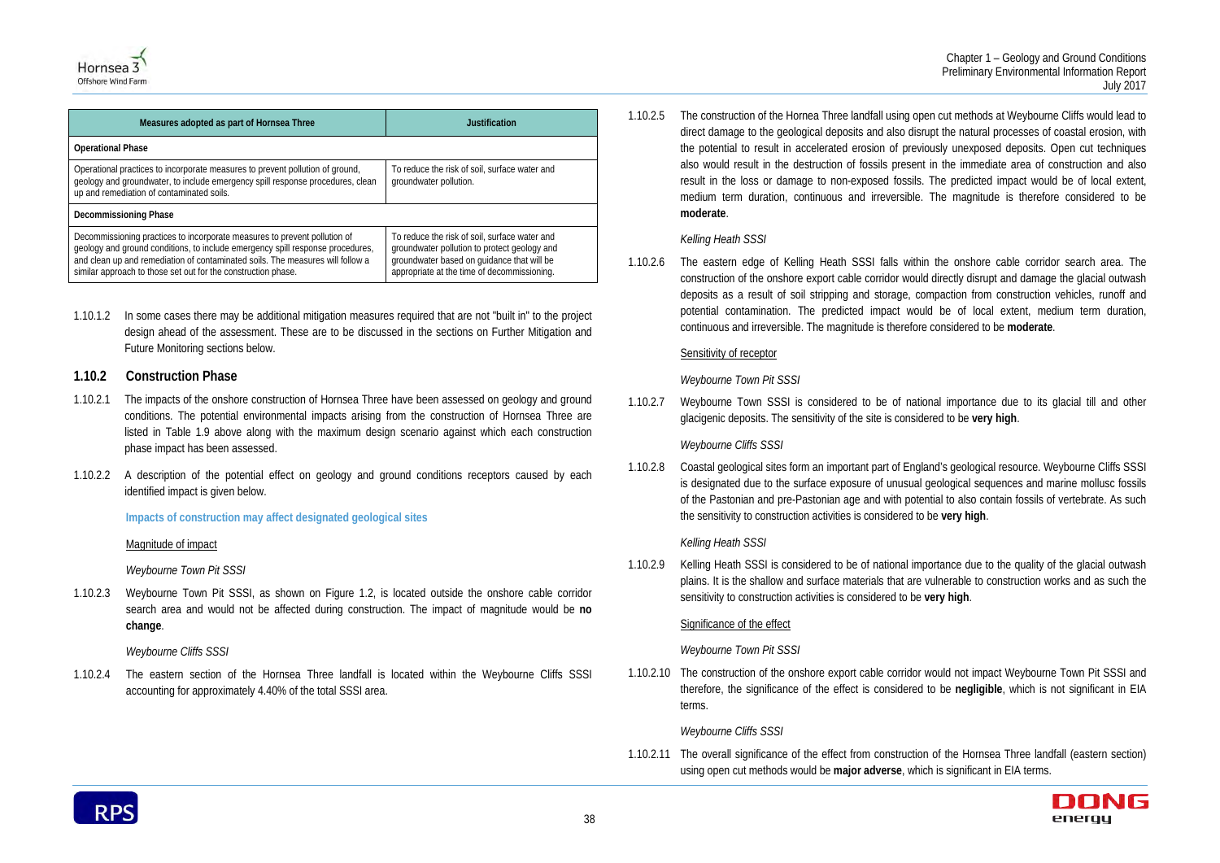| Measures adopted as part of Hornsea Three | Justification |
| --- | --- |
| **Operational Phase** | |
| Operational practices to incorporate measures to prevent pollution of ground, geology and groundwater, to include emergency spill response procedures, clean up and remediation of contaminated soils. | To reduce the risk of soil, surface water and groundwater pollution. |
| **Decommissioning Phase** | |
| Decommissioning practices to incorporate measures to prevent pollution of geology and ground conditions, to include emergency spill response procedures, and clean up and remediation of contaminated soils. The measures will follow a similar approach to those set out for the construction phase. | To reduce the risk of soil, surface water and groundwater pollution to protect geology and groundwater based on guidance that will be appropriate at the time of decommissioning. |

1.10.1.2 In some cases there may be additional mitigation measures required that are not "built in" to the project design ahead of the assessment. These are to be discussed in the sections on Further Mitigation and Future Monitoring sections below.

### 1.10.2 Construction Phase

1.10.2.1 The impacts of the onshore construction of Hornsea Three have been assessed on geology and ground conditions. The potential environmental impacts arising from the construction of Hornsea Three are listed in Table 1.9 above along with the maximum design scenario against which each construction phase impact has been assessed.

1.10.2.2 A description of the potential effect on geology and ground conditions receptors caused by each identified impact is given below.

**Impacts of construction may affect designated geological sites**

Magnitude of impact

*Weybourne Town Pit SSSI*

1.10.2.3 Weybourne Town Pit SSSI, as shown on Figure 1.2, is located outside the onshore cable corridor search area and would not be affected during construction. The impact of magnitude would be **no change**.

*Weybourne Cliffs SSSI*

1.10.2.4 The eastern section of the Hornsea Three landfall is located within the Weybourne Cliffs SSSI accounting for approximately 4.40% of the total SSSI area.

1.10.2.5 The construction of the Hornea Three landfall using open cut methods at Weybourne Cliffs would lead to direct damage to the geological deposits and also disrupt the natural processes of coastal erosion, with the potential to result in accelerated erosion of previously unexposed deposits. Open cut techniques also would result in the destruction of fossils present in the immediate area of construction and also result in the loss or damage to non-exposed fossils. The predicted impact would be of local extent, medium term duration, continuous and irreversible. The magnitude is therefore considered to be **moderate**.

*Kelling Heath SSSI*

1.10.2.6 The eastern edge of Kelling Heath SSSI falls within the onshore cable corridor search area. The construction of the onshore export cable corridor would directly disrupt and damage the glacial outwash deposits as a result of soil stripping and storage, compaction from construction vehicles, runoff and potential contamination. The predicted impact would be of local extent, medium term duration, continuous and irreversible. The magnitude is therefore considered to be **moderate**.

Sensitivity of receptor

*Weybourne Town Pit SSSI*

1.10.2.7 Weybourne Town SSSI is considered to be of national importance due to its glacial till and other glacigenic deposits. The sensitivity of the site is considered to be **very high**.

*Weybourne Cliffs SSSI*

1.10.2.8 Coastal geological sites form an important part of England's geological resource. Weybourne Cliffs SSSI is designated due to the surface exposure of unusual geological sequences and marine mollusc fossils of the Pastonian and pre-Pastonian age and with potential to also contain fossils of vertebrate. As such the sensitivity to construction activities is considered to be **very high**.

*Kelling Heath SSSI*

1.10.2.9 Kelling Heath SSSI is considered to be of national importance due to the quality of the glacial outwash plains. It is the shallow and surface materials that are vulnerable to construction works and as such the sensitivity to construction activities is considered to be **very high**.

Significance of the effect

*Weybourne Town Pit SSSI*

1.10.2.10 The construction of the onshore export cable corridor would not impact Weybourne Town Pit SSSI and therefore, the significance of the effect is considered to be **negligible**, which is not significant in EIA terms.

*Weybourne Cliffs SSSI*

1.10.2.11 The overall significance of the effect from construction of the Hornsea Three landfall (eastern section) using open cut methods would be **major adverse**, which is significant in EIA terms.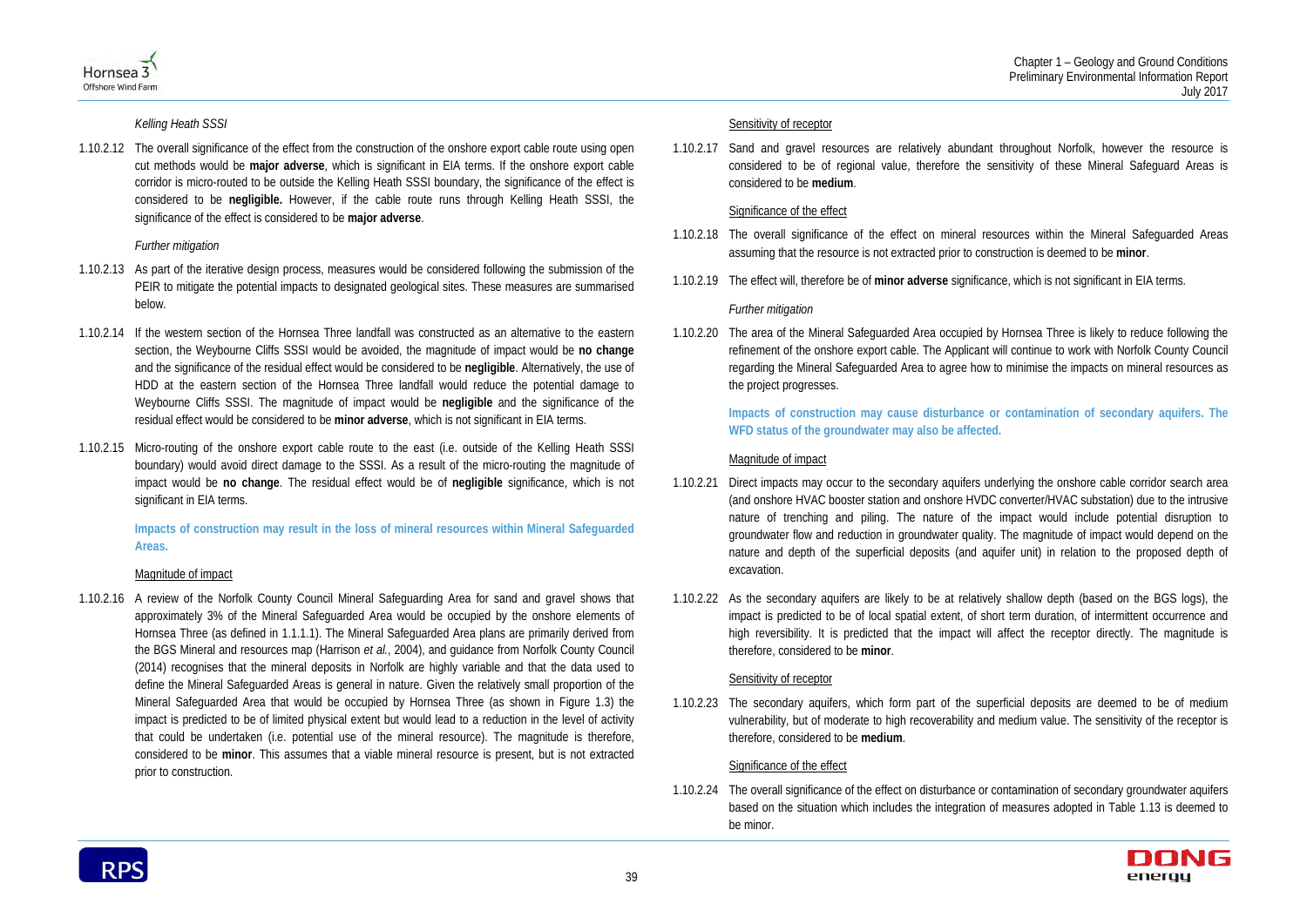*Kelling Heath SSSI*

1.10.2.12 The overall significance of the effect from the construction of the onshore export cable route using open cut methods would be **major adverse**, which is significant in EIA terms. If the onshore export cable corridor is micro-routed to be outside the Kelling Heath SSSI boundary, the significance of the effect is considered to be **negligible.** However, if the cable route runs through Kelling Heath SSSI, the significance of the effect is considered to be **major adverse**.

*Further mitigation*

1.10.2.13 As part of the iterative design process, measures would be considered following the submission of the PEIR to mitigate the potential impacts to designated geological sites. These measures are summarised below.

1.10.2.14 If the western section of the Hornsea Three landfall was constructed as an alternative to the eastern section, the Weybourne Cliffs SSSI would be avoided, the magnitude of impact would be **no change** and the significance of the residual effect would be considered to be **negligible**. Alternatively, the use of HDD at the eastern section of the Hornsea Three landfall would reduce the potential damage to Weybourne Cliffs SSSI. The magnitude of impact would be **negligible** and the significance of the residual effect would be considered to be **minor adverse**, which is not significant in EIA terms.

1.10.2.15 Micro-routing of the onshore export cable route to the east (i.e. outside of the Kelling Heath SSSI boundary) would avoid direct damage to the SSSI. As a result of the micro-routing the magnitude of impact would be **no change**. The residual effect would be of **negligible** significance, which is not significant in EIA terms.

**Impacts of construction may result in the loss of mineral resources within Mineral Safeguarded Areas.**

Magnitude of impact

1.10.2.16 A review of the Norfolk County Council Mineral Safeguarding Area for sand and gravel shows that approximately 3% of the Mineral Safeguarded Area would be occupied by the onshore elements of Hornsea Three (as defined in 1.1.1.1). The Mineral Safeguarded Area plans are primarily derived from the BGS Mineral and resources map (Harrison *et al.*, 2004), and guidance from Norfolk County Council (2014) recognises that the mineral deposits in Norfolk are highly variable and that the data used to define the Mineral Safeguarded Areas is general in nature. Given the relatively small proportion of the Mineral Safeguarded Area that would be occupied by Hornsea Three (as shown in Figure 1.3) the impact is predicted to be of limited physical extent but would lead to a reduction in the level of activity that could be undertaken (i.e. potential use of the mineral resource). The magnitude is therefore, considered to be **minor**. This assumes that a viable mineral resource is present, but is not extracted prior to construction.

Sensitivity of receptor

1.10.2.17 Sand and gravel resources are relatively abundant throughout Norfolk, however the resource is considered to be of regional value, therefore the sensitivity of these Mineral Safeguard Areas is considered to be **medium**.

Significance of the effect

1.10.2.18 The overall significance of the effect on mineral resources within the Mineral Safeguarded Areas assuming that the resource is not extracted prior to construction is deemed to be **minor**.

1.10.2.19 The effect will, therefore be of **minor adverse** significance, which is not significant in EIA terms.

*Further mitigation*

1.10.2.20 The area of the Mineral Safeguarded Area occupied by Hornsea Three is likely to reduce following the refinement of the onshore export cable. The Applicant will continue to work with Norfolk County Council regarding the Mineral Safeguarded Area to agree how to minimise the impacts on mineral resources as the project progresses.

**Impacts of construction may cause disturbance or contamination of secondary aquifers. The WFD status of the groundwater may also be affected.**

Magnitude of impact

1.10.2.21 Direct impacts may occur to the secondary aquifers underlying the onshore cable corridor search area (and onshore HVAC booster station and onshore HVDC converter/HVAC substation) due to the intrusive nature of trenching and piling. The nature of the impact would include potential disruption to groundwater flow and reduction in groundwater quality. The magnitude of impact would depend on the nature and depth of the superficial deposits (and aquifer unit) in relation to the proposed depth of excavation.

1.10.2.22 As the secondary aquifers are likely to be at relatively shallow depth (based on the BGS logs), the impact is predicted to be of local spatial extent, of short term duration, of intermittent occurrence and high reversibility. It is predicted that the impact will affect the receptor directly. The magnitude is therefore, considered to be **minor**.

Sensitivity of receptor

1.10.2.23 The secondary aquifers, which form part of the superficial deposits are deemed to be of medium vulnerability, but of moderate to high recoverability and medium value. The sensitivity of the receptor is therefore, considered to be **medium**.

Significance of the effect

1.10.2.24 The overall significance of the effect on disturbance or contamination of secondary groundwater aquifers based on the situation which includes the integration of measures adopted in Table 1.13 is deemed to be minor.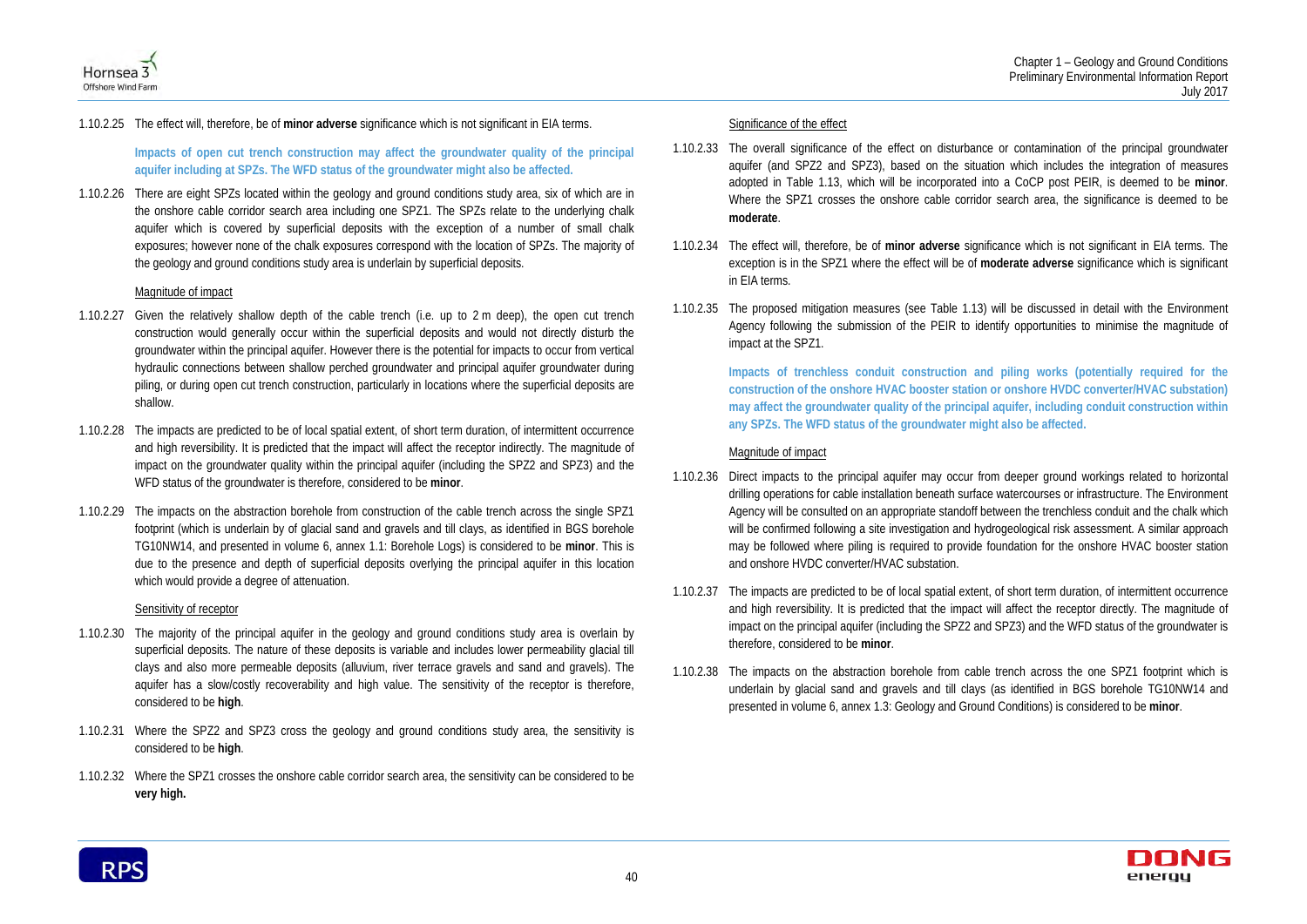1.10.2.25 The effect will, therefore, be of **minor adverse** significance which is not significant in EIA terms.

**Impacts of open cut trench construction may affect the groundwater quality of the principal aquifer including at SPZs. The WFD status of the groundwater might also be affected.**

1.10.2.26 There are eight SPZs located within the geology and ground conditions study area, six of which are in the onshore cable corridor search area including one SPZ1. The SPZs relate to the underlying chalk aquifer which is covered by superficial deposits with the exception of a number of small chalk exposures; however none of the chalk exposures correspond with the location of SPZs. The majority of the geology and ground conditions study area is underlain by superficial deposits.

Magnitude of impact

1.10.2.27 Given the relatively shallow depth of the cable trench (i.e. up to 2 m deep), the open cut trench construction would generally occur within the superficial deposits and would not directly disturb the groundwater within the principal aquifer. However there is the potential for impacts to occur from vertical hydraulic connections between shallow perched groundwater and principal aquifer groundwater during piling, or during open cut trench construction, particularly in locations where the superficial deposits are shallow.

1.10.2.28 The impacts are predicted to be of local spatial extent, of short term duration, of intermittent occurrence and high reversibility. It is predicted that the impact will affect the receptor indirectly. The magnitude of impact on the groundwater quality within the principal aquifer (including the SPZ2 and SPZ3) and the WFD status of the groundwater is therefore, considered to be **minor**.

1.10.2.29 The impacts on the abstraction borehole from construction of the cable trench across the single SPZ1 footprint (which is underlain by of glacial sand and gravels and till clays, as identified in BGS borehole TG10NW14, and presented in volume 6, annex 1.1: Borehole Logs) is considered to be **minor**. This is due to the presence and depth of superficial deposits overlying the principal aquifer in this location which would provide a degree of attenuation.

Sensitivity of receptor

1.10.2.30 The majority of the principal aquifer in the geology and ground conditions study area is overlain by superficial deposits. The nature of these deposits is variable and includes lower permeability glacial till clays and also more permeable deposits (alluvium, river terrace gravels and sand and gravels). The aquifer has a slow/costly recoverability and high value. The sensitivity of the receptor is therefore, considered to be **high**.

1.10.2.31 Where the SPZ2 and SPZ3 cross the geology and ground conditions study area, the sensitivity is considered to be **high**.

1.10.2.32 Where the SPZ1 crosses the onshore cable corridor search area, the sensitivity can be considered to be **very high.**

Significance of the effect

1.10.2.33 The overall significance of the effect on disturbance or contamination of the principal groundwater aquifer (and SPZ2 and SPZ3), based on the situation which includes the integration of measures adopted in Table 1.13, which will be incorporated into a CoCP post PEIR, is deemed to be **minor**. Where the SPZ1 crosses the onshore cable corridor search area, the significance is deemed to be **moderate**.

1.10.2.34 The effect will, therefore, be of **minor adverse** significance which is not significant in EIA terms. The exception is in the SPZ1 where the effect will be of **moderate adverse** significance which is significant in EIA terms.

1.10.2.35 The proposed mitigation measures (see Table 1.13) will be discussed in detail with the Environment Agency following the submission of the PEIR to identify opportunities to minimise the magnitude of impact at the SPZ1.

**Impacts of trenchless conduit construction and piling works (potentially required for the construction of the onshore HVAC booster station or onshore HVDC converter/HVAC substation) may affect the groundwater quality of the principal aquifer, including conduit construction within any SPZs. The WFD status of the groundwater might also be affected.**

Magnitude of impact

1.10.2.36 Direct impacts to the principal aquifer may occur from deeper ground workings related to horizontal drilling operations for cable installation beneath surface watercourses or infrastructure. The Environment Agency will be consulted on an appropriate standoff between the trenchless conduit and the chalk which will be confirmed following a site investigation and hydrogeological risk assessment. A similar approach may be followed where piling is required to provide foundation for the onshore HVAC booster station and onshore HVDC converter/HVAC substation.

1.10.2.37 The impacts are predicted to be of local spatial extent, of short term duration, of intermittent occurrence and high reversibility. It is predicted that the impact will affect the receptor directly. The magnitude of impact on the principal aquifer (including the SPZ2 and SPZ3) and the WFD status of the groundwater is therefore, considered to be **minor**.

1.10.2.38 The impacts on the abstraction borehole from cable trench across the one SPZ1 footprint which is underlain by glacial sand and gravels and till clays (as identified in BGS borehole TG10NW14 and presented in volume 6, annex 1.3: Geology and Ground Conditions) is considered to be **minor**.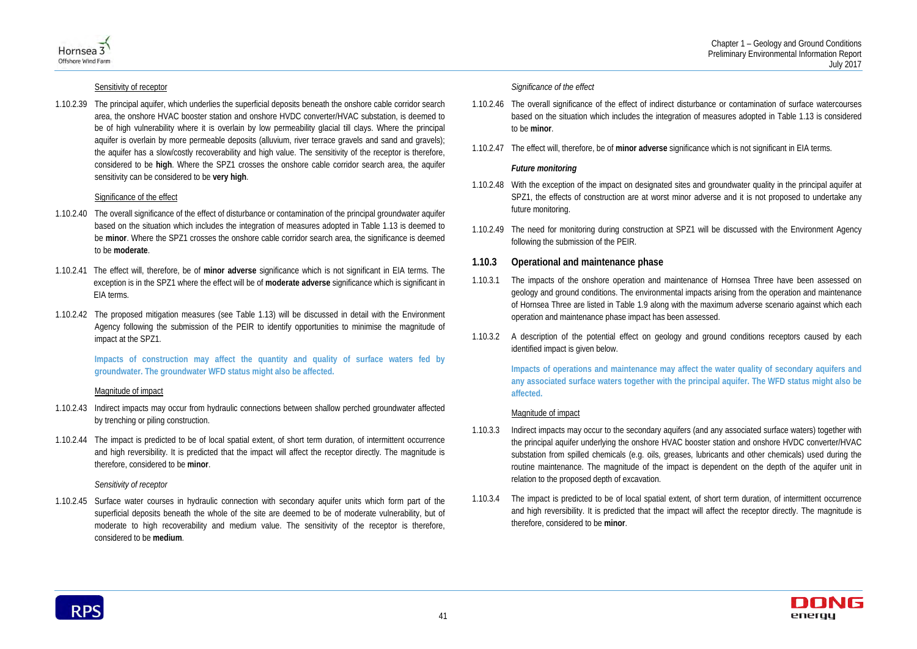Sensitivity of receptor

1.10.2.39 The principal aquifer, which underlies the superficial deposits beneath the onshore cable corridor search area, the onshore HVAC booster station and onshore HVDC converter/HVAC substation, is deemed to be of high vulnerability where it is overlain by low permeability glacial till clays. Where the principal aquifer is overlain by more permeable deposits (alluvium, river terrace gravels and sand and gravels); the aquifer has a slow/costly recoverability and high value. The sensitivity of the receptor is therefore, considered to be **high**. Where the SPZ1 crosses the onshore cable corridor search area, the aquifer sensitivity can be considered to be **very high**.

Significance of the effect

1.10.2.40 The overall significance of the effect of disturbance or contamination of the principal groundwater aquifer based on the situation which includes the integration of measures adopted in Table 1.13 is deemed to be **minor**. Where the SPZ1 crosses the onshore cable corridor search area, the significance is deemed to be **moderate**.

1.10.2.41 The effect will, therefore, be of **minor adverse** significance which is not significant in EIA terms. The exception is in the SPZ1 where the effect will be of **moderate adverse** significance which is significant in EIA terms.

1.10.2.42 The proposed mitigation measures (see Table 1.13) will be discussed in detail with the Environment Agency following the submission of the PEIR to identify opportunities to minimise the magnitude of impact at the SPZ1.

**Impacts of construction may affect the quantity and quality of surface waters fed by groundwater. The groundwater WFD status might also be affected.**

Magnitude of impact

1.10.2.43 Indirect impacts may occur from hydraulic connections between shallow perched groundwater affected by trenching or piling construction.

1.10.2.44 The impact is predicted to be of local spatial extent, of short term duration, of intermittent occurrence and high reversibility. It is predicted that the impact will affect the receptor directly. The magnitude is therefore, considered to be **minor**.

*Sensitivity of receptor*

1.10.2.45 Surface water courses in hydraulic connection with secondary aquifer units which form part of the superficial deposits beneath the whole of the site are deemed to be of moderate vulnerability, but of moderate to high recoverability and medium value. The sensitivity of the receptor is therefore, considered to be **medium**.

*Significance of the effect*

1.10.2.46 The overall significance of the effect of indirect disturbance or contamination of surface watercourses based on the situation which includes the integration of measures adopted in Table 1.13 is considered to be **minor**.

1.10.2.47 The effect will, therefore, be of **minor adverse** significance which is not significant in EIA terms.

***Future monitoring***

1.10.2.48 With the exception of the impact on designated sites and groundwater quality in the principal aquifer at SPZ1, the effects of construction are at worst minor adverse and it is not proposed to undertake any future monitoring.

1.10.2.49 The need for monitoring during construction at SPZ1 will be discussed with the Environment Agency following the submission of the PEIR.

### 1.10.3 Operational and maintenance phase

1.10.3.1 The impacts of the onshore operation and maintenance of Hornsea Three have been assessed on geology and ground conditions. The environmental impacts arising from the operation and maintenance of Hornsea Three are listed in Table 1.9 along with the maximum adverse scenario against which each operation and maintenance phase impact has been assessed.

1.10.3.2 A description of the potential effect on geology and ground conditions receptors caused by each identified impact is given below.

**Impacts of operations and maintenance may affect the water quality of secondary aquifers and any associated surface waters together with the principal aquifer. The WFD status might also be affected.**

Magnitude of impact

1.10.3.3 Indirect impacts may occur to the secondary aquifers (and any associated surface waters) together with the principal aquifer underlying the onshore HVAC booster station and onshore HVDC converter/HVAC substation from spilled chemicals (e.g. oils, greases, lubricants and other chemicals) used during the routine maintenance. The magnitude of the impact is dependent on the depth of the aquifer unit in relation to the proposed depth of excavation.

1.10.3.4 The impact is predicted to be of local spatial extent, of short term duration, of intermittent occurrence and high reversibility. It is predicted that the impact will affect the receptor directly. The magnitude is therefore, considered to be **minor**.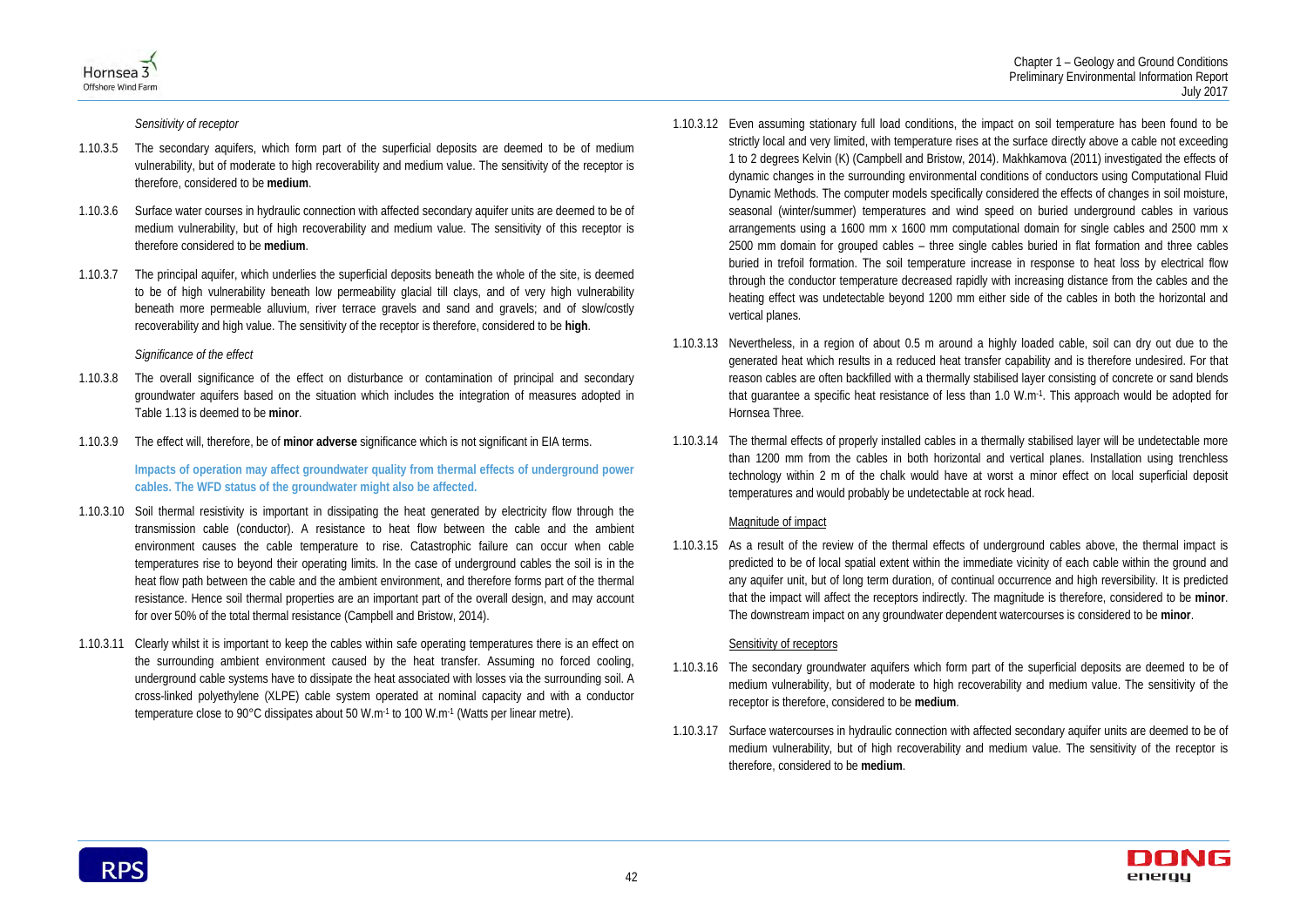*Sensitivity of receptor*

1.10.3.5 The secondary aquifers, which form part of the superficial deposits are deemed to be of medium vulnerability, but of moderate to high recoverability and medium value. The sensitivity of the receptor is therefore, considered to be **medium**.

1.10.3.6 Surface water courses in hydraulic connection with affected secondary aquifer units are deemed to be of medium vulnerability, but of high recoverability and medium value. The sensitivity of this receptor is therefore considered to be **medium**.

1.10.3.7 The principal aquifer, which underlies the superficial deposits beneath the whole of the site, is deemed to be of high vulnerability beneath low permeability glacial till clays, and of very high vulnerability beneath more permeable alluvium, river terrace gravels and sand and gravels; and of slow/costly recoverability and high value. The sensitivity of the receptor is therefore, considered to be **high**.

*Significance of the effect*

1.10.3.8 The overall significance of the effect on disturbance or contamination of principal and secondary groundwater aquifers based on the situation which includes the integration of measures adopted in Table 1.13 is deemed to be **minor**.

1.10.3.9 The effect will, therefore, be of **minor adverse** significance which is not significant in EIA terms.

**Impacts of operation may affect groundwater quality from thermal effects of underground power cables. The WFD status of the groundwater might also be affected.**

1.10.3.10 Soil thermal resistivity is important in dissipating the heat generated by electricity flow through the transmission cable (conductor). A resistance to heat flow between the cable and the ambient environment causes the cable temperature to rise. Catastrophic failure can occur when cable temperatures rise to beyond their operating limits. In the case of underground cables the soil is in the heat flow path between the cable and the ambient environment, and therefore forms part of the thermal resistance. Hence soil thermal properties are an important part of the overall design, and may account for over 50% of the total thermal resistance (Campbell and Bristow, 2014).

1.10.3.11 Clearly whilst it is important to keep the cables within safe operating temperatures there is an effect on the surrounding ambient environment caused by the heat transfer. Assuming no forced cooling, underground cable systems have to dissipate the heat associated with losses via the surrounding soil. A cross-linked polyethylene (XLPE) cable system operated at nominal capacity and with a conductor temperature close to 90°C dissipates about 50 $W.m^{-1}$ to 100 $W.m^{-1}$ (Watts per linear metre).

1.10.3.12 Even assuming stationary full load conditions, the impact on soil temperature has been found to be strictly local and very limited, with temperature rises at the surface directly above a cable not exceeding 1 to 2 degrees Kelvin (K) (Campbell and Bristow, 2014). Makhkamova (2011) investigated the effects of dynamic changes in the surrounding environmental conditions of conductors using Computational Fluid Dynamic Methods. The computer models specifically considered the effects of changes in soil moisture, seasonal (winter/summer) temperatures and wind speed on buried underground cables in various arrangements using a 1600 mm x 1600 mm computational domain for single cables and 2500 mm x 2500 mm domain for grouped cables – three single cables buried in flat formation and three cables buried in trefoil formation. The soil temperature increase in response to heat loss by electrical flow through the conductor temperature decreased rapidly with increasing distance from the cables and the heating effect was undetectable beyond 1200 mm either side of the cables in both the horizontal and vertical planes.

1.10.3.13 Nevertheless, in a region of about 0.5 m around a highly loaded cable, soil can dry out due to the generated heat which results in a reduced heat transfer capability and is therefore undesired. For that reason cables are often backfilled with a thermally stabilised layer consisting of concrete or sand blends that guarantee a specific heat resistance of less than 1.0 $W.m^{-1}$. This approach would be adopted for Hornsea Three.

1.10.3.14 The thermal effects of properly installed cables in a thermally stabilised layer will be undetectable more than 1200 mm from the cables in both horizontal and vertical planes. Installation using trenchless technology within 2 m of the chalk would have at worst a minor effect on local superficial deposit temperatures and would probably be undetectable at rock head.

Magnitude of impact

1.10.3.15 As a result of the review of the thermal effects of underground cables above, the thermal impact is predicted to be of local spatial extent within the immediate vicinity of each cable within the ground and any aquifer unit, but of long term duration, of continual occurrence and high reversibility. It is predicted that the impact will affect the receptors indirectly. The magnitude is therefore, considered to be **minor**. The downstream impact on any groundwater dependent watercourses is considered to be **minor**.

Sensitivity of receptors

1.10.3.16 The secondary groundwater aquifers which form part of the superficial deposits are deemed to be of medium vulnerability, but of moderate to high recoverability and medium value. The sensitivity of the receptor is therefore, considered to be **medium**.

1.10.3.17 Surface watercourses in hydraulic connection with affected secondary aquifer units are deemed to be of medium vulnerability, but of high recoverability and medium value. The sensitivity of the receptor is therefore, considered to be **medium**.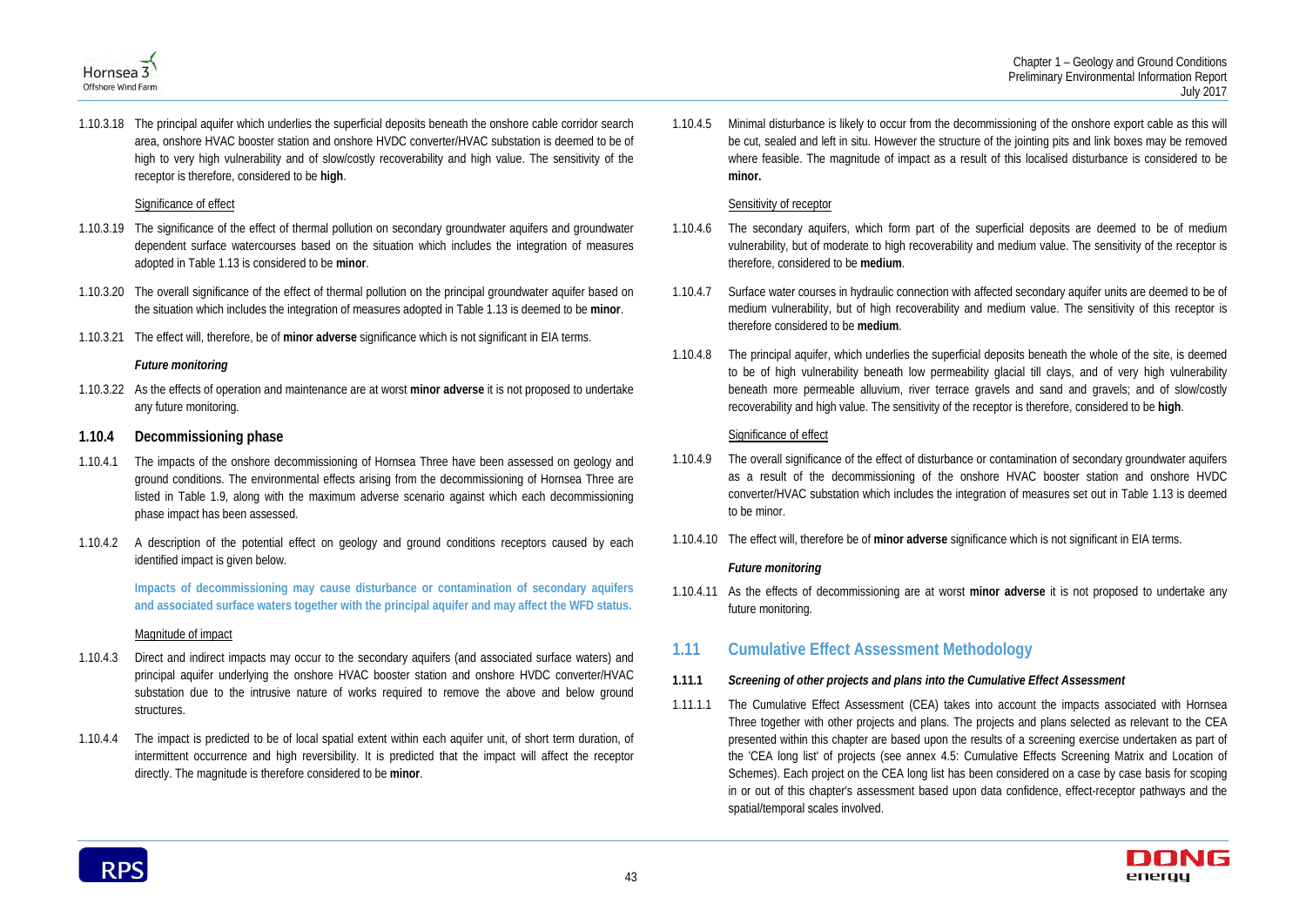1.10.3.18 The principal aquifer which underlies the superficial deposits beneath the onshore cable corridor search area, onshore HVAC booster station and onshore HVDC converter/HVAC substation is deemed to be of high to very high vulnerability and of slow/costly recoverability and high value. The sensitivity of the receptor is therefore, considered to be **high**.

Significance of effect

1.10.3.19 The significance of the effect of thermal pollution on secondary groundwater aquifers and groundwater dependent surface watercourses based on the situation which includes the integration of measures adopted in Table 1.13 is considered to be **minor**.

1.10.3.20 The overall significance of the effect of thermal pollution on the principal groundwater aquifer based on the situation which includes the integration of measures adopted in Table 1.13 is deemed to be **minor**.

1.10.3.21 The effect will, therefore, be of **minor adverse** significance which is not significant in EIA terms.

***Future monitoring***

1.10.3.22 As the effects of operation and maintenance are at worst **minor adverse** it is not proposed to undertake any future monitoring.

### 1.10.4 Decommissioning phase

1.10.4.1 The impacts of the onshore decommissioning of Hornsea Three have been assessed on geology and ground conditions. The environmental effects arising from the decommissioning of Hornsea Three are listed in Table 1.9, along with the maximum adverse scenario against which each decommissioning phase impact has been assessed.

1.10.4.2 A description of the potential effect on geology and ground conditions receptors caused by each identified impact is given below.

**Impacts of decommissioning may cause disturbance or contamination of secondary aquifers and associated surface waters together with the principal aquifer and may affect the WFD status.**

Magnitude of impact

1.10.4.3 Direct and indirect impacts may occur to the secondary aquifers (and associated surface waters) and principal aquifer underlying the onshore HVAC booster station and onshore HVDC converter/HVAC substation due to the intrusive nature of works required to remove the above and below ground structures.

1.10.4.4 The impact is predicted to be of local spatial extent within each aquifer unit, of short term duration, of intermittent occurrence and high reversibility. It is predicted that the impact will affect the receptor directly. The magnitude is therefore considered to be **minor**.

1.10.4.5 Minimal disturbance is likely to occur from the decommissioning of the onshore export cable as this will be cut, sealed and left in situ. However the structure of the jointing pits and link boxes may be removed where feasible. The magnitude of impact as a result of this localised disturbance is considered to be **minor.**

Sensitivity of receptor

1.10.4.6 The secondary aquifers, which form part of the superficial deposits are deemed to be of medium vulnerability, but of moderate to high recoverability and medium value. The sensitivity of the receptor is therefore, considered to be **medium**.

1.10.4.7 Surface water courses in hydraulic connection with affected secondary aquifer units are deemed to be of medium vulnerability, but of high recoverability and medium value. The sensitivity of this receptor is therefore considered to be **medium**.

1.10.4.8 The principal aquifer, which underlies the superficial deposits beneath the whole of the site, is deemed to be of high vulnerability beneath low permeability glacial till clays, and of very high vulnerability beneath more permeable alluvium, river terrace gravels and sand and gravels; and of slow/costly recoverability and high value. The sensitivity of the receptor is therefore, considered to be **high**.

Significance of effect

1.10.4.9 The overall significance of the effect of disturbance or contamination of secondary groundwater aquifers as a result of the decommissioning of the onshore HVAC booster station and onshore HVDC converter/HVAC substation which includes the integration of measures set out in Table 1.13 is deemed to be minor.

1.10.4.10 The effect will, therefore be of **minor adverse** significance which is not significant in EIA terms.

***Future monitoring***

1.10.4.11 As the effects of decommissioning are at worst **minor adverse** it is not proposed to undertake any future monitoring.

## 1.11 Cumulative Effect Assessment Methodology

#### 1.11.1 *Screening of other projects and plans into the Cumulative Effect Assessment*

1.11.1.1 The Cumulative Effect Assessment (CEA) takes into account the impacts associated with Hornsea Three together with other projects and plans. The projects and plans selected as relevant to the CEA presented within this chapter are based upon the results of a screening exercise undertaken as part of the 'CEA long list' of projects (see annex 4.5: Cumulative Effects Screening Matrix and Location of Schemes). Each project on the CEA long list has been considered on a case by case basis for scoping in or out of this chapter's assessment based upon data confidence, effect-receptor pathways and the spatial/temporal scales involved.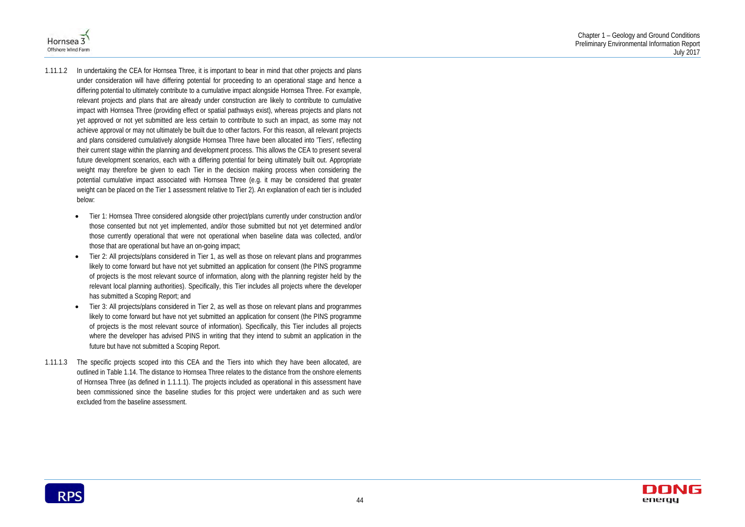1.11.1.2 In undertaking the CEA for Hornsea Three, it is important to bear in mind that other projects and plans under consideration will have differing potential for proceeding to an operational stage and hence a differing potential to ultimately contribute to a cumulative impact alongside Hornsea Three. For example, relevant projects and plans that are already under construction are likely to contribute to cumulative impact with Hornsea Three (providing effect or spatial pathways exist), whereas projects and plans not yet approved or not yet submitted are less certain to contribute to such an impact, as some may not achieve approval or may not ultimately be built due to other factors. For this reason, all relevant projects and plans considered cumulatively alongside Hornsea Three have been allocated into 'Tiers', reflecting their current stage within the planning and development process. This allows the CEA to present several future development scenarios, each with a differing potential for being ultimately built out. Appropriate weight may therefore be given to each Tier in the decision making process when considering the potential cumulative impact associated with Hornsea Three (e.g. it may be considered that greater weight can be placed on the Tier 1 assessment relative to Tier 2). An explanation of each tier is included below:

- Tier 1: Hornsea Three considered alongside other project/plans currently under construction and/or those consented but not yet implemented, and/or those submitted but not yet determined and/or those currently operational that were not operational when baseline data was collected, and/or those that are operational but have an on-going impact;
- Tier 2: All projects/plans considered in Tier 1, as well as those on relevant plans and programmes likely to come forward but have not yet submitted an application for consent (the PINS programme of projects is the most relevant source of information, along with the planning register held by the relevant local planning authorities). Specifically, this Tier includes all projects where the developer has submitted a Scoping Report; and
- Tier 3: All projects/plans considered in Tier 2, as well as those on relevant plans and programmes likely to come forward but have not yet submitted an application for consent (the PINS programme of projects is the most relevant source of information). Specifically, this Tier includes all projects where the developer has advised PINS in writing that they intend to submit an application in the future but have not submitted a Scoping Report.

1.11.1.3 The specific projects scoped into this CEA and the Tiers into which they have been allocated, are outlined in Table 1.14. The distance to Hornsea Three relates to the distance from the onshore elements of Hornsea Three (as defined in 1.1.1.1). The projects included as operational in this assessment have been commissioned since the baseline studies for this project were undertaken and as such were excluded from the baseline assessment.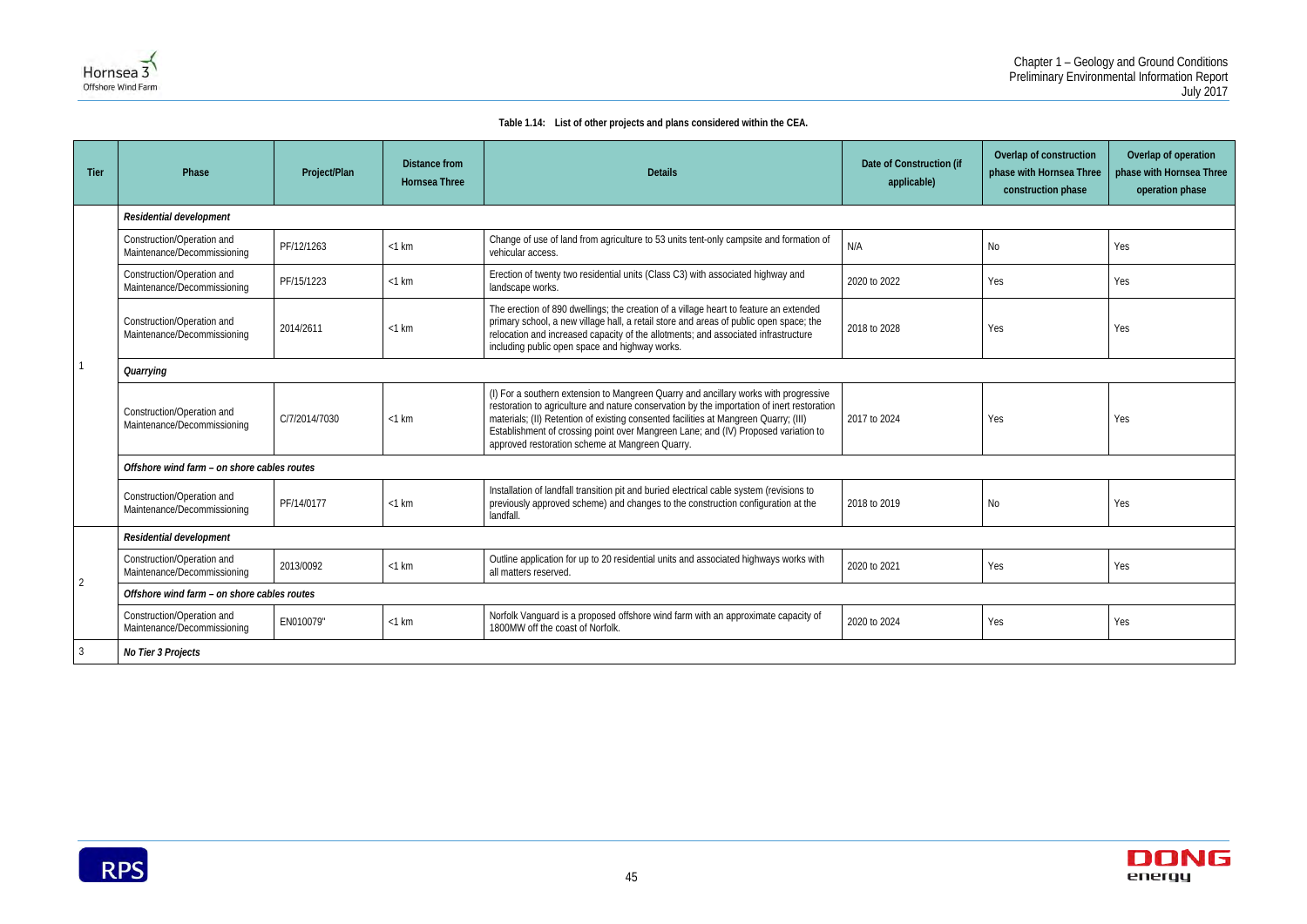Table 1.14: List of other projects and plans considered within the CEA.

| Tier | Phase | Project/Plan | Distance from Hornsea Three | Details | Date of Construction (if applicable) | Overlap of construction phase with Hornsea Three construction phase | Overlap of operation phase with Hornsea Three operation phase |
|---|---|---|---|---|---|---|---|
| 1 | ***Residential development*** | | | | | | |
| | Construction/Operation and Maintenance/Decommissioning | PF/12/1263 | <1 km | Change of use of land from agriculture to 53 units tent-only campsite and formation of vehicular access. | N/A | No | Yes |
| | Construction/Operation and Maintenance/Decommissioning | PF/15/1223 | <1 km | Erection of twenty two residential units (Class C3) with associated highway and landscape works. | 2020 to 2022 | Yes | Yes |
| | Construction/Operation and Maintenance/Decommissioning | 2014/2611 | <1 km | The erection of 890 dwellings; the creation of a village heart to feature an extended primary school, a new village hall, a retail store and areas of public open space; the relocation and increased capacity of the allotments; and associated infrastructure including public open space and highway works. | 2018 to 2028 | Yes | Yes |
| | ***Quarrying*** | | | | | | |
| | Construction/Operation and Maintenance/Decommissioning | C/7/2014/7030 | <1 km | (I) For a southern extension to Mangreen Quarry and ancillary works with progressive restoration to agriculture and nature conservation by the importation of inert restoration materials; (II) Retention of existing consented facilities at Mangreen Quarry; (III) Establishment of crossing point over Mangreen Lane; and (IV) Proposed variation to approved restoration scheme at Mangreen Quarry. | 2017 to 2024 | Yes | Yes |
| | ***Offshore wind farm – on shore cables routes*** | | | | | | |
| | Construction/Operation and Maintenance/Decommissioning | PF/14/0177 | <1 km | Installation of landfall transition pit and buried electrical cable system (revisions to previously approved scheme) and changes to the construction configuration at the landfall. | 2018 to 2019 | No | Yes |
| 2 | ***Residential development*** | | | | | | |
| | Construction/Operation and Maintenance/Decommissioning | 2013/0092 | <1 km | Outline application for up to 20 residential units and associated highways works with all matters reserved. | 2020 to 2021 | Yes | Yes |
| | ***Offshore wind farm – on shore cables routes*** | | | | | | |
| | Construction/Operation and Maintenance/Decommissioning | EN010079" | <1 km | Norfolk Vanguard is a proposed offshore wind farm with an approximate capacity of 1800MW off the coast of Norfolk. | 2020 to 2024 | Yes | Yes |
| 3 | ***No Tier 3 Projects*** | | | | | | |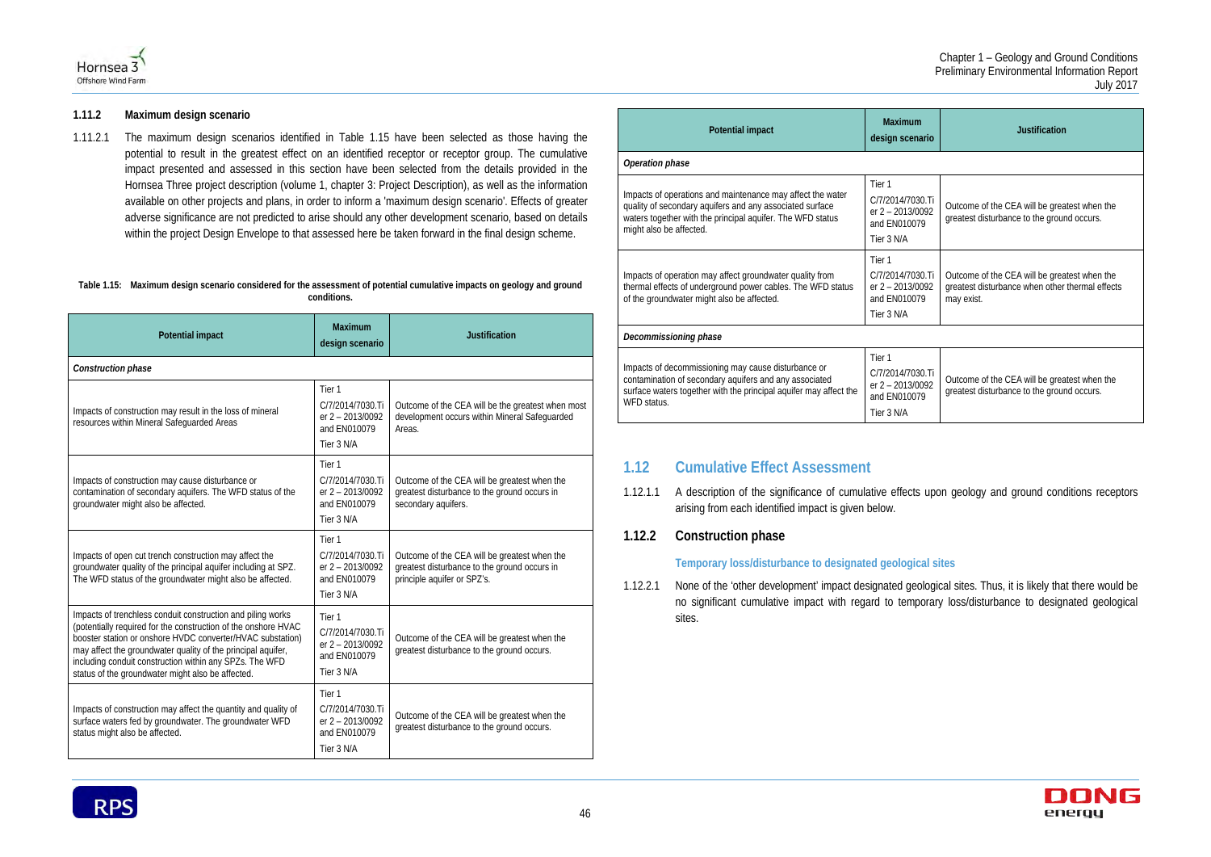### 1.11.2 Maximum design scenario

1.11.2.1 The maximum design scenarios identified in Table 1.15 have been selected as those having the potential to result in the greatest effect on an identified receptor or receptor group. The cumulative impact presented and assessed in this section have been selected from the details provided in the Hornsea Three project description (volume 1, chapter 3: Project Description), as well as the information available on other projects and plans, in order to inform a 'maximum design scenario'. Effects of greater adverse significance are not predicted to arise should any other development scenario, based on details within the project Design Envelope to that assessed here be taken forward in the final design scheme.

**Table 1.15: Maximum design scenario considered for the assessment of potential cumulative impacts on geology and ground conditions.**

| Potential impact | Maximum design scenario | Justification |
|---|---|---|
| *Construction phase* | | |
| Impacts of construction may result in the loss of mineral resources within Mineral Safeguarded Areas | Tier 1 C/7/2014/7030.Tier 2 – 2013/0092 and EN010079 Tier 3 N/A | Outcome of the CEA will be the greatest when most development occurs within Mineral Safeguarded Areas. |
| Impacts of construction may cause disturbance or contamination of secondary aquifers. The WFD status of the groundwater might also be affected. | Tier 1 C/7/2014/7030.Tier 2 – 2013/0092 and EN010079 Tier 3 N/A | Outcome of the CEA will be greatest when the greatest disturbance to the ground occurs in secondary aquifers. |
| Impacts of open cut trench construction may affect the groundwater quality of the principal aquifer including at SPZ. The WFD status of the groundwater might also be affected. | Tier 1 C/7/2014/7030.Tier 2 – 2013/0092 and EN010079 Tier 3 N/A | Outcome of the CEA will be greatest when the greatest disturbance to the ground occurs in principle aquifer or SPZ's. |
| Impacts of trenchless conduit construction and piling works (potentially required for the construction of the onshore HVAC booster station or onshore HVDC converter/HVAC substation) may affect the groundwater quality of the principal aquifer, including conduit construction within any SPZs. The WFD status of the groundwater might also be affected. | Tier 1 C/7/2014/7030.Tier 2 – 2013/0092 and EN010079 Tier 3 N/A | Outcome of the CEA will be greatest when the greatest disturbance to the ground occurs. |
| Impacts of construction may affect the quantity and quality of surface waters fed by groundwater. The groundwater WFD status might also be affected. | Tier 1 C/7/2014/7030.Tier 2 – 2013/0092 and EN010079 Tier 3 N/A | Outcome of the CEA will be greatest when the greatest disturbance to the ground occurs. |
| *Operation phase* | | |
| Impacts of operations and maintenance may affect the water quality of secondary aquifers and any associated surface waters together with the principal aquifer. The WFD status might also be affected. | Tier 1 C/7/2014/7030.Tier 2 – 2013/0092 and EN010079 Tier 3 N/A | Outcome of the CEA will be greatest when the greatest disturbance to the ground occurs. |
| Impacts of operation may affect groundwater quality from thermal effects of underground power cables. The WFD status of the groundwater might also be affected. | Tier 1 C/7/2014/7030.Tier 2 – 2013/0092 and EN010079 Tier 3 N/A | Outcome of the CEA will be greatest when the greatest disturbance when other thermal effects may exist. |
| *Decommissioning phase* | | |
| Impacts of decommissioning may cause disturbance or contamination of secondary aquifers and any associated surface waters together with the principal aquifer may affect the WFD status. | Tier 1 C/7/2014/7030.Tier 2 – 2013/0092 and EN010079 Tier 3 N/A | Outcome of the CEA will be greatest when the greatest disturbance to the ground occurs. |

## 1.12 Cumulative Effect Assessment

1.12.1.1 A description of the significance of cumulative effects upon geology and ground conditions receptors arising from each identified impact is given below.

### 1.12.2 Construction phase

#### Temporary loss/disturbance to designated geological sites

1.12.2.1 None of the 'other development' impact designated geological sites. Thus, it is likely that there would be no significant cumulative impact with regard to temporary loss/disturbance to designated geological sites.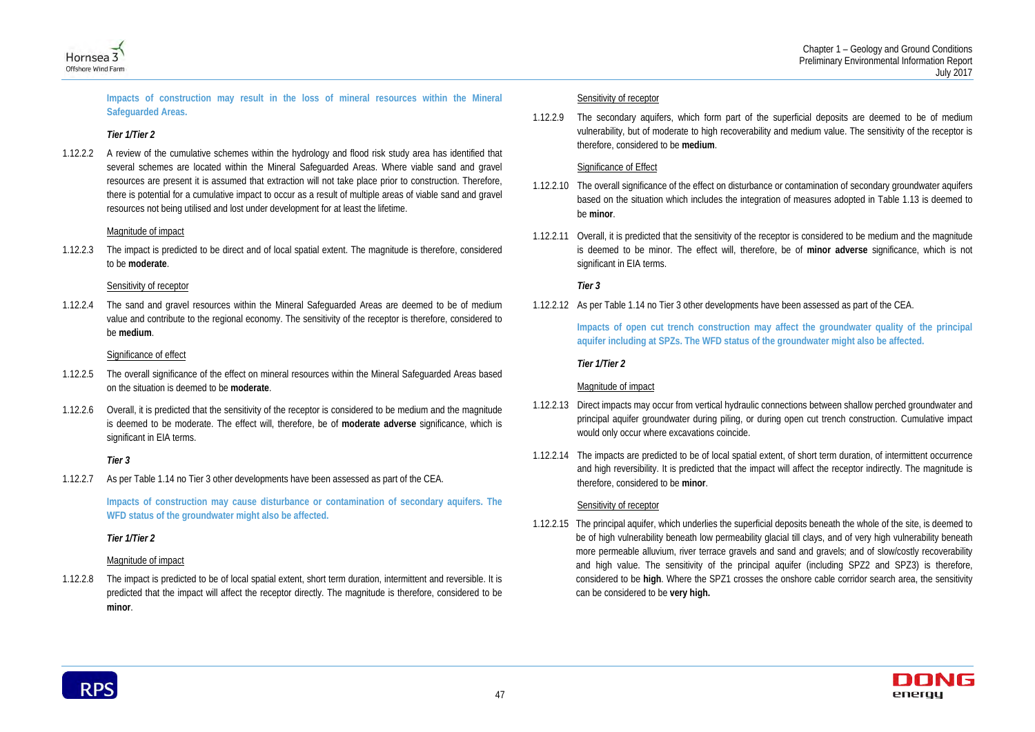**Impacts of construction may result in the loss of mineral resources within the Mineral Safeguarded Areas.**

***Tier 1/Tier 2***

1.12.2.2 A review of the cumulative schemes within the hydrology and flood risk study area has identified that several schemes are located within the Mineral Safeguarded Areas. Where viable sand and gravel resources are present it is assumed that extraction will not take place prior to construction. Therefore, there is potential for a cumulative impact to occur as a result of multiple areas of viable sand and gravel resources not being utilised and lost under development for at least the lifetime.

Magnitude of impact

1.12.2.3 The impact is predicted to be direct and of local spatial extent. The magnitude is therefore, considered to be **moderate**.

Sensitivity of receptor

1.12.2.4 The sand and gravel resources within the Mineral Safeguarded Areas are deemed to be of medium value and contribute to the regional economy. The sensitivity of the receptor is therefore, considered to be **medium**.

Significance of effect

1.12.2.5 The overall significance of the effect on mineral resources within the Mineral Safeguarded Areas based on the situation is deemed to be **moderate**.

1.12.2.6 Overall, it is predicted that the sensitivity of the receptor is considered to be medium and the magnitude is deemed to be moderate. The effect will, therefore, be of **moderate adverse** significance, which is significant in EIA terms.

***Tier 3***

1.12.2.7 As per Table 1.14 no Tier 3 other developments have been assessed as part of the CEA.

**Impacts of construction may cause disturbance or contamination of secondary aquifers. The WFD status of the groundwater might also be affected.**

***Tier 1/Tier 2***

Magnitude of impact

1.12.2.8 The impact is predicted to be of local spatial extent, short term duration, intermittent and reversible. It is predicted that the impact will affect the receptor directly. The magnitude is therefore, considered to be **minor**.

Sensitivity of receptor

1.12.2.9 The secondary aquifers, which form part of the superficial deposits are deemed to be of medium vulnerability, but of moderate to high recoverability and medium value. The sensitivity of the receptor is therefore, considered to be **medium**.

Significance of Effect

1.12.2.10 The overall significance of the effect on disturbance or contamination of secondary groundwater aquifers based on the situation which includes the integration of measures adopted in Table 1.13 is deemed to be **minor**.

1.12.2.11 Overall, it is predicted that the sensitivity of the receptor is considered to be medium and the magnitude is deemed to be minor. The effect will, therefore, be of **minor adverse** significance, which is not significant in EIA terms.

***Tier 3***

1.12.2.12 As per Table 1.14 no Tier 3 other developments have been assessed as part of the CEA.

**Impacts of open cut trench construction may affect the groundwater quality of the principal aquifer including at SPZs. The WFD status of the groundwater might also be affected.**

***Tier 1/Tier 2***

Magnitude of impact

1.12.2.13 Direct impacts may occur from vertical hydraulic connections between shallow perched groundwater and principal aquifer groundwater during piling, or during open cut trench construction. Cumulative impact would only occur where excavations coincide.

1.12.2.14 The impacts are predicted to be of local spatial extent, of short term duration, of intermittent occurrence and high reversibility. It is predicted that the impact will affect the receptor indirectly. The magnitude is therefore, considered to be **minor**.

Sensitivity of receptor

1.12.2.15 The principal aquifer, which underlies the superficial deposits beneath the whole of the site, is deemed to be of high vulnerability beneath low permeability glacial till clays, and of very high vulnerability beneath more permeable alluvium, river terrace gravels and sand and gravels; and of slow/costly recoverability and high value. The sensitivity of the principal aquifer (including SPZ2 and SPZ3) is therefore, considered to be **high**. Where the SPZ1 crosses the onshore cable corridor search area, the sensitivity can be considered to be **very high.**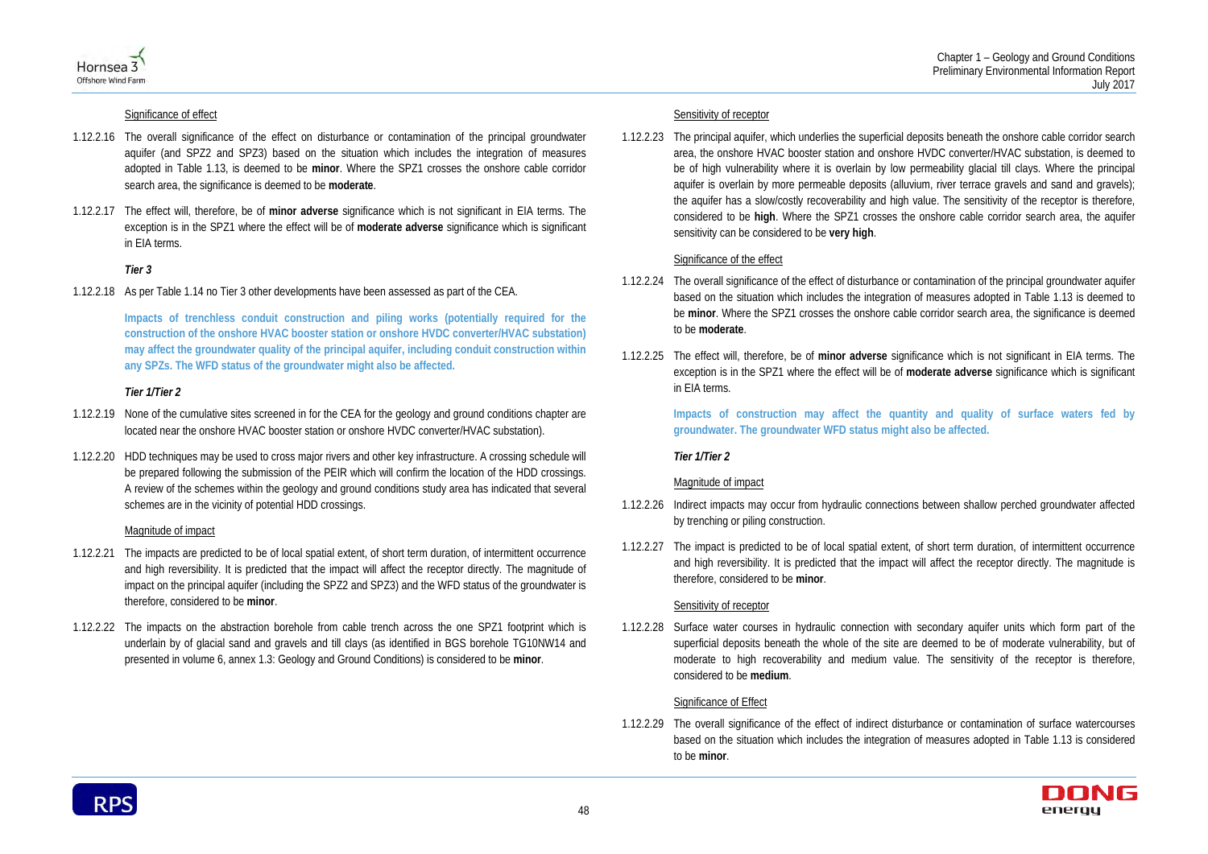Significance of effect

1.12.2.16 The overall significance of the effect on disturbance or contamination of the principal groundwater aquifer (and SPZ2 and SPZ3) based on the situation which includes the integration of measures adopted in Table 1.13, is deemed to be **minor**. Where the SPZ1 crosses the onshore cable corridor search area, the significance is deemed to be **moderate**.

1.12.2.17 The effect will, therefore, be of **minor adverse** significance which is not significant in EIA terms. The exception is in the SPZ1 where the effect will be of **moderate adverse** significance which is significant in EIA terms.

*Tier 3*

1.12.2.18 As per Table 1.14 no Tier 3 other developments have been assessed as part of the CEA.

**Impacts of trenchless conduit construction and piling works (potentially required for the construction of the onshore HVAC booster station or onshore HVDC converter/HVAC substation) may affect the groundwater quality of the principal aquifer, including conduit construction within any SPZs. The WFD status of the groundwater might also be affected.**

*Tier 1/Tier 2*

1.12.2.19 None of the cumulative sites screened in for the CEA for the geology and ground conditions chapter are located near the onshore HVAC booster station or onshore HVDC converter/HVAC substation).

1.12.2.20 HDD techniques may be used to cross major rivers and other key infrastructure. A crossing schedule will be prepared following the submission of the PEIR which will confirm the location of the HDD crossings. A review of the schemes within the geology and ground conditions study area has indicated that several schemes are in the vicinity of potential HDD crossings.

Magnitude of impact

1.12.2.21 The impacts are predicted to be of local spatial extent, of short term duration, of intermittent occurrence and high reversibility. It is predicted that the impact will affect the receptor directly. The magnitude of impact on the principal aquifer (including the SPZ2 and SPZ3) and the WFD status of the groundwater is therefore, considered to be **minor**.

1.12.2.22 The impacts on the abstraction borehole from cable trench across the one SPZ1 footprint which is underlain by of glacial sand and gravels and till clays (as identified in BGS borehole TG10NW14 and presented in volume 6, annex 1.3: Geology and Ground Conditions) is considered to be **minor**.

Sensitivity of receptor

1.12.2.23 The principal aquifer, which underlies the superficial deposits beneath the onshore cable corridor search area, the onshore HVAC booster station and onshore HVDC converter/HVAC substation, is deemed to be of high vulnerability where it is overlain by low permeability glacial till clays. Where the principal aquifer is overlain by more permeable deposits (alluvium, river terrace gravels and sand and gravels); the aquifer has a slow/costly recoverability and high value. The sensitivity of the receptor is therefore, considered to be **high**. Where the SPZ1 crosses the onshore cable corridor search area, the aquifer sensitivity can be considered to be **very high**.

Significance of the effect

1.12.2.24 The overall significance of the effect of disturbance or contamination of the principal groundwater aquifer based on the situation which includes the integration of measures adopted in Table 1.13 is deemed to be **minor**. Where the SPZ1 crosses the onshore cable corridor search area, the significance is deemed to be **moderate**.

1.12.2.25 The effect will, therefore, be of **minor adverse** significance which is not significant in EIA terms. The exception is in the SPZ1 where the effect will be of **moderate adverse** significance which is significant in EIA terms.

**Impacts of construction may affect the quantity and quality of surface waters fed by groundwater. The groundwater WFD status might also be affected.**

*Tier 1/Tier 2*

Magnitude of impact

1.12.2.26 Indirect impacts may occur from hydraulic connections between shallow perched groundwater affected by trenching or piling construction.

1.12.2.27 The impact is predicted to be of local spatial extent, of short term duration, of intermittent occurrence and high reversibility. It is predicted that the impact will affect the receptor directly. The magnitude is therefore, considered to be **minor**.

Sensitivity of receptor

1.12.2.28 Surface water courses in hydraulic connection with secondary aquifer units which form part of the superficial deposits beneath the whole of the site are deemed to be of moderate vulnerability, but of moderate to high recoverability and medium value. The sensitivity of the receptor is therefore, considered to be **medium**.

Significance of Effect

1.12.2.29 The overall significance of the effect of indirect disturbance or contamination of surface watercourses based on the situation which includes the integration of measures adopted in Table 1.13 is considered to be **minor**.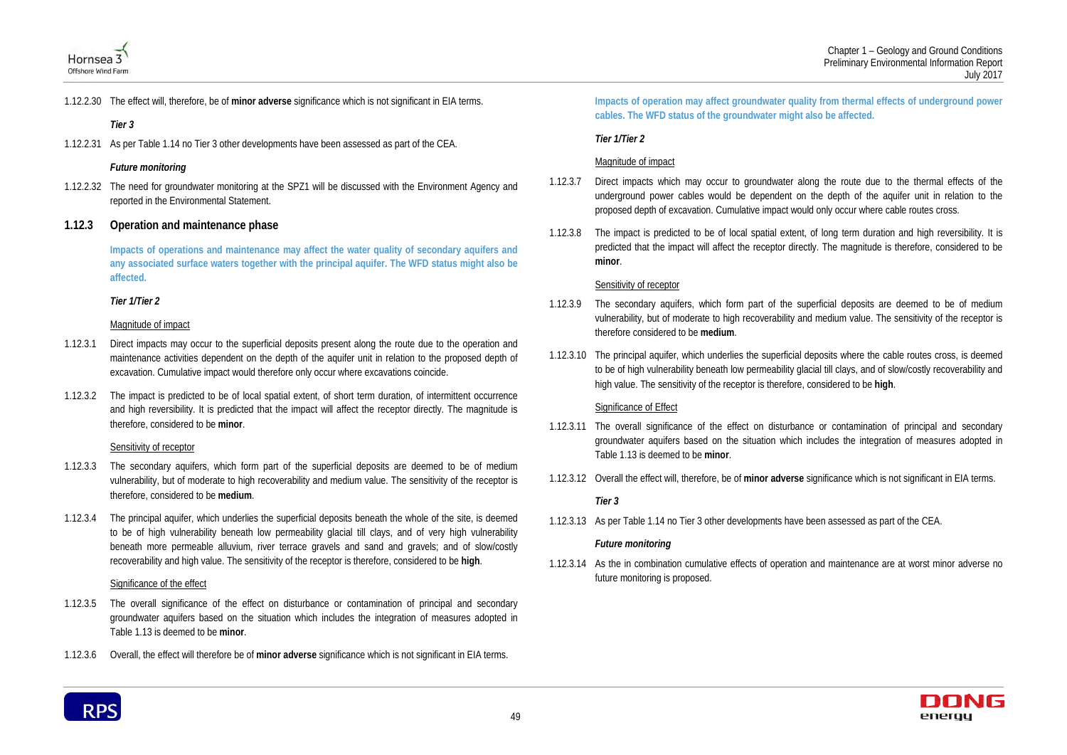1.12.2.30 The effect will, therefore, be of **minor adverse** significance which is not significant in EIA terms.

***Tier 3***

1.12.2.31 As per Table 1.14 no Tier 3 other developments have been assessed as part of the CEA.

***Future monitoring***

1.12.2.32 The need for groundwater monitoring at the SPZ1 will be discussed with the Environment Agency and reported in the Environmental Statement.

## 1.12.3 Operation and maintenance phase

**Impacts of operations and maintenance may affect the water quality of secondary aquifers and any associated surface waters together with the principal aquifer. The WFD status might also be affected.**

***Tier 1/Tier 2***

Magnitude of impact

1.12.3.1 Direct impacts may occur to the superficial deposits present along the route due to the operation and maintenance activities dependent on the depth of the aquifer unit in relation to the proposed depth of excavation. Cumulative impact would therefore only occur where excavations coincide.

1.12.3.2 The impact is predicted to be of local spatial extent, of short term duration, of intermittent occurrence and high reversibility. It is predicted that the impact will affect the receptor directly. The magnitude is therefore, considered to be **minor**.

Sensitivity of receptor

1.12.3.3 The secondary aquifers, which form part of the superficial deposits are deemed to be of medium vulnerability, but of moderate to high recoverability and medium value. The sensitivity of the receptor is therefore, considered to be **medium**.

1.12.3.4 The principal aquifer, which underlies the superficial deposits beneath the whole of the site, is deemed to be of high vulnerability beneath low permeability glacial till clays, and of very high vulnerability beneath more permeable alluvium, river terrace gravels and sand and gravels; and of slow/costly recoverability and high value. The sensitivity of the receptor is therefore, considered to be **high**.

Significance of the effect

1.12.3.5 The overall significance of the effect on disturbance or contamination of principal and secondary groundwater aquifers based on the situation which includes the integration of measures adopted in Table 1.13 is deemed to be **minor**.

1.12.3.6 Overall, the effect will therefore be of **minor adverse** significance which is not significant in EIA terms.

**Impacts of operation may affect groundwater quality from thermal effects of underground power cables. The WFD status of the groundwater might also be affected.**

***Tier 1/Tier 2***

Magnitude of impact

1.12.3.7 Direct impacts which may occur to groundwater along the route due to the thermal effects of the underground power cables would be dependent on the depth of the aquifer unit in relation to the proposed depth of excavation. Cumulative impact would only occur where cable routes cross.

1.12.3.8 The impact is predicted to be of local spatial extent, of long term duration and high reversibility. It is predicted that the impact will affect the receptor directly. The magnitude is therefore, considered to be **minor**.

Sensitivity of receptor

1.12.3.9 The secondary aquifers, which form part of the superficial deposits are deemed to be of medium vulnerability, but of moderate to high recoverability and medium value. The sensitivity of the receptor is therefore considered to be **medium**.

1.12.3.10 The principal aquifer, which underlies the superficial deposits where the cable routes cross, is deemed to be of high vulnerability beneath low permeability glacial till clays, and of slow/costly recoverability and high value. The sensitivity of the receptor is therefore, considered to be **high**.

Significance of Effect

1.12.3.11 The overall significance of the effect on disturbance or contamination of principal and secondary groundwater aquifers based on the situation which includes the integration of measures adopted in Table 1.13 is deemed to be **minor**.

1.12.3.12 Overall the effect will, therefore, be of **minor adverse** significance which is not significant in EIA terms.

***Tier 3***

1.12.3.13 As per Table 1.14 no Tier 3 other developments have been assessed as part of the CEA.

***Future monitoring***

1.12.3.14 As the in combination cumulative effects of operation and maintenance are at worst minor adverse no future monitoring is proposed.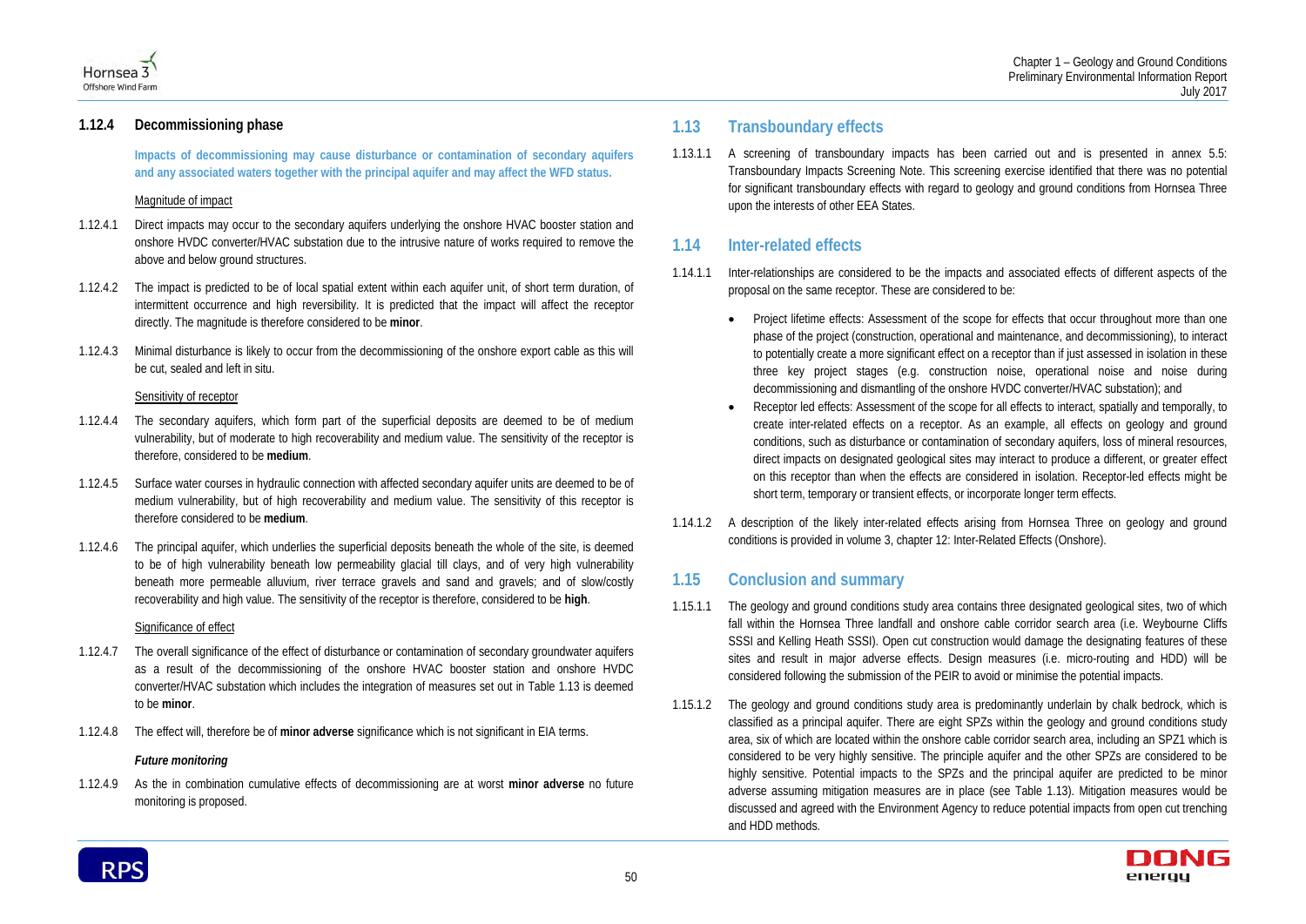### 1.12.4 Decommissioning phase

**Impacts of decommissioning may cause disturbance or contamination of secondary aquifers and any associated waters together with the principal aquifer and may affect the WFD status.**

Magnitude of impact

1.12.4.1 Direct impacts may occur to the secondary aquifers underlying the onshore HVAC booster station and onshore HVDC converter/HVAC substation due to the intrusive nature of works required to remove the above and below ground structures.

1.12.4.2 The impact is predicted to be of local spatial extent within each aquifer unit, of short term duration, of intermittent occurrence and high reversibility. It is predicted that the impact will affect the receptor directly. The magnitude is therefore considered to be **minor**.

1.12.4.3 Minimal disturbance is likely to occur from the decommissioning of the onshore export cable as this will be cut, sealed and left in situ.

Sensitivity of receptor

1.12.4.4 The secondary aquifers, which form part of the superficial deposits are deemed to be of medium vulnerability, but of moderate to high recoverability and medium value. The sensitivity of the receptor is therefore, considered to be **medium**.

1.12.4.5 Surface water courses in hydraulic connection with affected secondary aquifer units are deemed to be of medium vulnerability, but of high recoverability and medium value. The sensitivity of this receptor is therefore considered to be **medium**.

1.12.4.6 The principal aquifer, which underlies the superficial deposits beneath the whole of the site, is deemed to be of high vulnerability beneath low permeability glacial till clays, and of very high vulnerability beneath more permeable alluvium, river terrace gravels and sand and gravels; and of slow/costly recoverability and high value. The sensitivity of the receptor is therefore, considered to be **high**.

Significance of effect

1.12.4.7 The overall significance of the effect of disturbance or contamination of secondary groundwater aquifers as a result of the decommissioning of the onshore HVAC booster station and onshore HVDC converter/HVAC substation which includes the integration of measures set out in Table 1.13 is deemed to be **minor**.

1.12.4.8 The effect will, therefore be of **minor adverse** significance which is not significant in EIA terms.

***Future monitoring***

1.12.4.9 As the in combination cumulative effects of decommissioning are at worst **minor adverse** no future monitoring is proposed.

## 1.13 Transboundary effects

1.13.1.1 A screening of transboundary impacts has been carried out and is presented in annex 5.5: Transboundary Impacts Screening Note. This screening exercise identified that there was no potential for significant transboundary effects with regard to geology and ground conditions from Hornsea Three upon the interests of other EEA States.

## 1.14 Inter-related effects

1.14.1.1 Inter-relationships are considered to be the impacts and associated effects of different aspects of the proposal on the same receptor. These are considered to be:

- Project lifetime effects: Assessment of the scope for effects that occur throughout more than one phase of the project (construction, operational and maintenance, and decommissioning), to interact to potentially create a more significant effect on a receptor than if just assessed in isolation in these three key project stages (e.g. construction noise, operational noise and noise during decommissioning and dismantling of the onshore HVDC converter/HVAC substation); and
- Receptor led effects: Assessment of the scope for all effects to interact, spatially and temporally, to create inter-related effects on a receptor. As an example, all effects on geology and ground conditions, such as disturbance or contamination of secondary aquifers, loss of mineral resources, direct impacts on designated geological sites may interact to produce a different, or greater effect on this receptor than when the effects are considered in isolation. Receptor-led effects might be short term, temporary or transient effects, or incorporate longer term effects.

1.14.1.2 A description of the likely inter-related effects arising from Hornsea Three on geology and ground conditions is provided in volume 3, chapter 12: Inter-Related Effects (Onshore).

## 1.15 Conclusion and summary

1.15.1.1 The geology and ground conditions study area contains three designated geological sites, two of which fall within the Hornsea Three landfall and onshore cable corridor search area (i.e. Weybourne Cliffs SSSI and Kelling Heath SSSI). Open cut construction would damage the designating features of these sites and result in major adverse effects. Design measures (i.e. micro-routing and HDD) will be considered following the submission of the PEIR to avoid or minimise the potential impacts.

1.15.1.2 The geology and ground conditions study area is predominantly underlain by chalk bedrock, which is classified as a principal aquifer. There are eight SPZs within the geology and ground conditions study area, six of which are located within the onshore cable corridor search area, including an SPZ1 which is considered to be very highly sensitive. The principle aquifer and the other SPZs are considered to be highly sensitive. Potential impacts to the SPZs and the principal aquifer are predicted to be minor adverse assuming mitigation measures are in place (see Table 1.13). Mitigation measures would be discussed and agreed with the Environment Agency to reduce potential impacts from open cut trenching and HDD methods.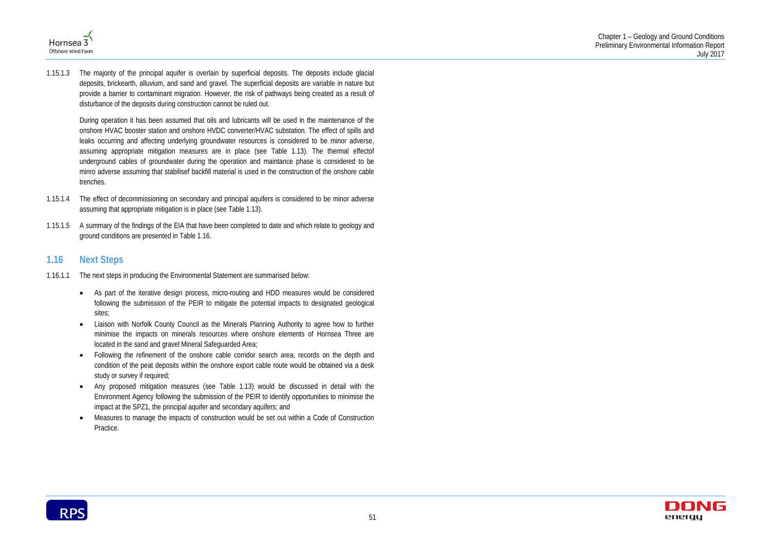1.15.1.3 The majority of the principal aquifer is overlain by superficial deposits. The deposits include glacial deposits, brickearth, alluvium, and sand and gravel. The superficial deposits are variable in nature but provide a barrier to contaminant migration. However, the risk of pathways being created as a result of disturbance of the deposits during construction cannot be ruled out.

During operation it has been assumed that oils and lubricants will be used in the maintenance of the onshore HVAC booster station and onshore HVDC converter/HVAC substation. The effect of spills and leaks occurring and affecting underlying groundwater resources is considered to be minor adverse, assuming appropriate mitigation measures are in place (see Table 1.13). The thermal effectof underground cables of groundwater during the operation and maintance phase is considered to be minro adverse assuming that stabilisef backfill material is used in the construction of the onshore cable trenches.

1.15.1.4 The effect of decommissioning on secondary and principal aquifers is considered to be minor adverse assuming that appropriate mitigation is in place (see Table 1.13).

1.15.1.5 A summary of the findings of the EIA that have been completed to date and which relate to geology and ground conditions are presented in Table 1.16.

## 1.16 Next Steps

1.16.1.1 The next steps in producing the Environmental Statement are summarised below:

- As part of the iterative design process, micro-routing and HDD measures would be considered following the submission of the PEIR to mitigate the potential impacts to designated geological sites;
- Liaison with Norfolk County Council as the Minerals Planning Authority to agree how to further minimise the impacts on minerals resources where onshore elements of Hornsea Three are located in the sand and gravel Mineral Safeguarded Area;
- Following the refinement of the onshore cable corridor search area, records on the depth and condition of the peat deposits within the onshore export cable route would be obtained via a desk study or survey if required;
- Any proposed mitigation measures (see Table 1.13) would be discussed in detail with the Environment Agency following the submission of the PEIR to identify opportunities to minimise the impact at the SPZ1, the principal aquifer and secondary aquifers; and
- Measures to manage the impacts of construction would be set out within a Code of Construction Practice.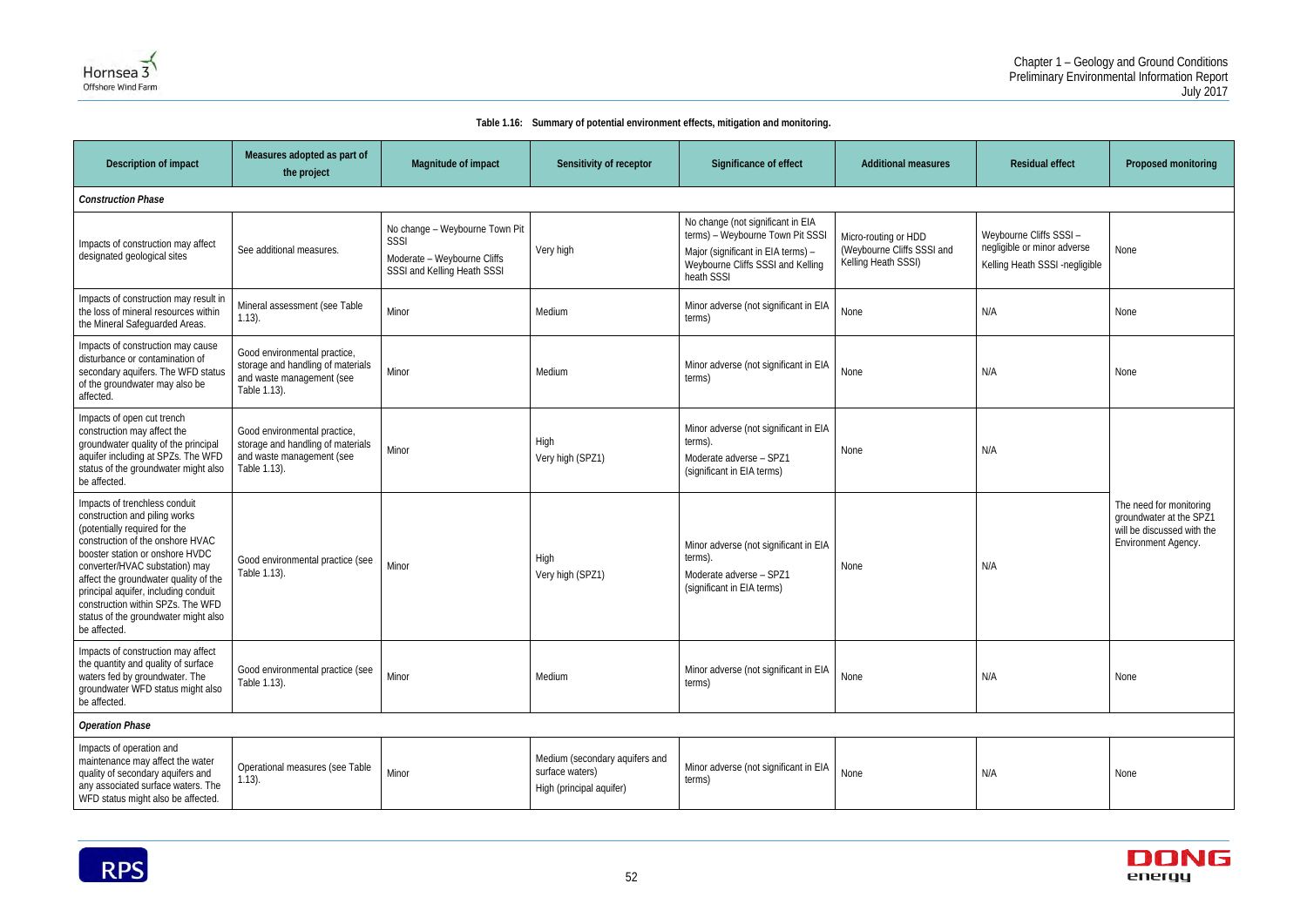**Table 1.16: Summary of potential environment effects, mitigation and monitoring.**

| Description of impact | Measures adopted as part of the project | Magnitude of impact | Sensitivity of receptor | Significance of effect | Additional measures | Residual effect | Proposed monitoring |
|---|---|---|---|---|---|---|---|
| ***Construction Phase*** | | | | | | | |
| Impacts of construction may affect designated geological sites | See additional measures. | No change – Weybourne Town Pit SSSI<br>Moderate – Weybourne Cliffs SSSI and Kelling Heath SSSI | Very high | No change (not significant in EIA terms) – Weybourne Town Pit SSSI<br>Major (significant in EIA terms) – Weybourne Cliffs SSSI and Kelling heath SSSI | Micro-routing or HDD (Weybourne Cliffs SSSI and Kelling Heath SSSI) | Weybourne Cliffs SSSI – negligible or minor adverse<br>Kelling Heath SSSI -negligible | None |
| Impacts of construction may result in the loss of mineral resources within the Mineral Safeguarded Areas. | Mineral assessment (see Table 1.13). | Minor | Medium | Minor adverse (not significant in EIA terms) | None | N/A | None |
| Impacts of construction may cause disturbance or contamination of secondary aquifers. The WFD status of the groundwater may also be affected. | Good environmental practice, storage and handling of materials and waste management (see Table 1.13). | Minor | Medium | Minor adverse (not significant in EIA terms) | None | N/A | None |
| Impacts of open cut trench construction may affect the groundwater quality of the principal aquifer including at SPZs. The WFD status of the groundwater might also be affected. | Good environmental practice, storage and handling of materials and waste management (see Table 1.13). | Minor | High<br>Very high (SPZ1) | Minor adverse (not significant in EIA terms).<br>Moderate adverse – SPZ1 (significant in EIA terms) | None | N/A | The need for monitoring groundwater at the SPZ1 will be discussed with the Environment Agency. |
| Impacts of trenchless conduit construction and piling works (potentially required for the construction of the onshore HVAC booster station or onshore HVDC converter/HVAC substation) may affect the groundwater quality of the principal aquifer, including conduit construction within SPZs. The WFD status of the groundwater might also be affected. | Good environmental practice (see Table 1.13). | Minor | High<br>Very high (SPZ1) | Minor adverse (not significant in EIA terms).<br>Moderate adverse – SPZ1 (significant in EIA terms) | None | N/A | |
| Impacts of construction may affect the quantity and quality of surface waters fed by groundwater. The groundwater WFD status might also be affected. | Good environmental practice (see Table 1.13). | Minor | Medium | Minor adverse (not significant in EIA terms) | None | N/A | None |
| ***Operation Phase*** | | | | | | | |
| Impacts of operation and maintenance may affect the water quality of secondary aquifers and any associated surface waters. The WFD status might also be affected. | Operational measures (see Table 1.13). | Minor | Medium (secondary aquifers and surface waters)<br>High (principal aquifer) | Minor adverse (not significant in EIA terms) | None | N/A | None |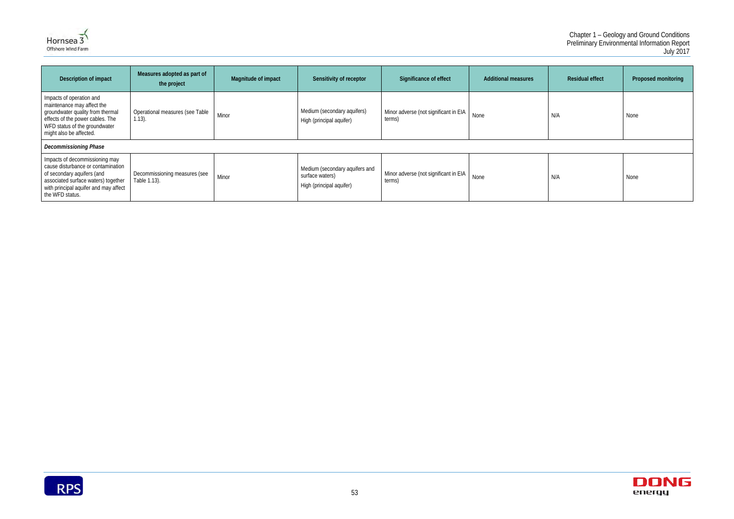| Description of impact | Measures adopted as part of the project | Magnitude of impact | Sensitivity of receptor | Significance of effect | Additional measures | Residual effect | Proposed monitoring |
|---|---|---|---|---|---|---|---|
| Impacts of operation and maintenance may affect the groundwater quality from thermal effects of the power cables. The WFD status of the groundwater might also be affected. | Operational measures (see Table 1.13). | Minor | Medium (secondary aquifers)<br>High (principal aquifer) | Minor adverse (not significant in EIA terms) | None | N/A | None |
| ***Decommissioning Phase*** | | | | | | | |
| Impacts of decommissioning may cause disturbance or contamination of secondary aquifers (and associated surface waters) together with principal aquifer and may affect the WFD status. | Decommissioning measures (see Table 1.13). | Minor | Medium (secondary aquifers and surface waters)<br>High (principal aquifer) | Minor adverse (not significant in EIA terms) | None | N/A | None |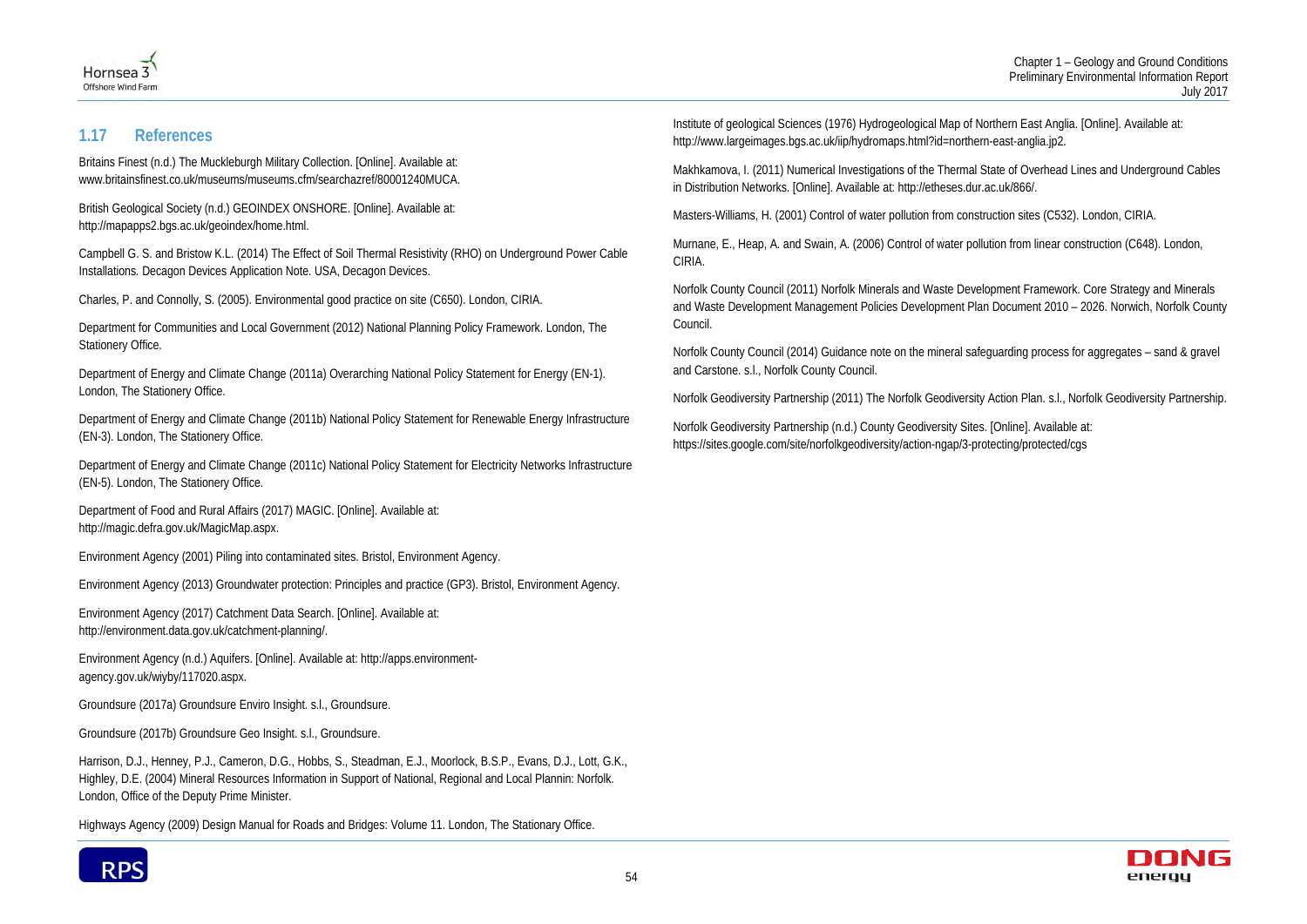## 1.17 References

Britains Finest (n.d.) The Muckleburgh Military Collection. [Online]. Available at: www.britainsfinest.co.uk/museums/museums.cfm/searchazref/80001240MUCA.

British Geological Society (n.d.) GEOINDEX ONSHORE. [Online]. Available at: http://mapapps2.bgs.ac.uk/geoindex/home.html.

Campbell G. S. and Bristow K.L. (2014) The Effect of Soil Thermal Resistivity (RHO) on Underground Power Cable Installations. Decagon Devices Application Note. USA, Decagon Devices.

Charles, P. and Connolly, S. (2005). Environmental good practice on site (C650). London, CIRIA.

Department for Communities and Local Government (2012) National Planning Policy Framework. London, The Stationery Office.

Department of Energy and Climate Change (2011a) Overarching National Policy Statement for Energy (EN-1). London, The Stationery Office.

Department of Energy and Climate Change (2011b) National Policy Statement for Renewable Energy Infrastructure (EN-3). London, The Stationery Office.

Department of Energy and Climate Change (2011c) National Policy Statement for Electricity Networks Infrastructure (EN-5). London, The Stationery Office.

Department of Food and Rural Affairs (2017) MAGIC. [Online]. Available at: http://magic.defra.gov.uk/MagicMap.aspx.

Environment Agency (2001) Piling into contaminated sites. Bristol, Environment Agency.

Environment Agency (2013) Groundwater protection: Principles and practice (GP3). Bristol, Environment Agency.

Environment Agency (2017) Catchment Data Search. [Online]. Available at: http://environment.data.gov.uk/catchment-planning/.

Environment Agency (n.d.) Aquifers. [Online]. Available at: http://apps.environment-agency.gov.uk/wiyby/117020.aspx.

Groundsure (2017a) Groundsure Enviro Insight. s.l., Groundsure.

Groundsure (2017b) Groundsure Geo Insight. s.l., Groundsure.

Harrison, D.J., Henney, P.J., Cameron, D.G., Hobbs, S., Steadman, E.J., Moorlock, B.S.P., Evans, D.J., Lott, G.K., Highley, D.E. (2004) Mineral Resources Information in Support of National, Regional and Local Plannin: Norfolk. London, Office of the Deputy Prime Minister.

Highways Agency (2009) Design Manual for Roads and Bridges: Volume 11. London, The Stationary Office.

Institute of geological Sciences (1976) Hydrogeological Map of Northern East Anglia. [Online]. Available at: http://www.largeimages.bgs.ac.uk/iip/hydromaps.html?id=northern-east-anglia.jp2.

Makhkamova, I. (2011) Numerical Investigations of the Thermal State of Overhead Lines and Underground Cables in Distribution Networks. [Online]. Available at: http://etheses.dur.ac.uk/866/.

Masters-Williams, H. (2001) Control of water pollution from construction sites (C532). London, CIRIA.

Murnane, E., Heap, A. and Swain, A. (2006) Control of water pollution from linear construction (C648). London, CIRIA.

Norfolk County Council (2011) Norfolk Minerals and Waste Development Framework. Core Strategy and Minerals and Waste Development Management Policies Development Plan Document 2010 – 2026. Norwich, Norfolk County Council.

Norfolk County Council (2014) Guidance note on the mineral safeguarding process for aggregates – sand & gravel and Carstone. s.l., Norfolk County Council.

Norfolk Geodiversity Partnership (2011) The Norfolk Geodiversity Action Plan. s.l., Norfolk Geodiversity Partnership.

Norfolk Geodiversity Partnership (n.d.) County Geodiversity Sites. [Online]. Available at: https://sites.google.com/site/norfolkgeodiversity/action-ngap/3-protecting/protected/cgs